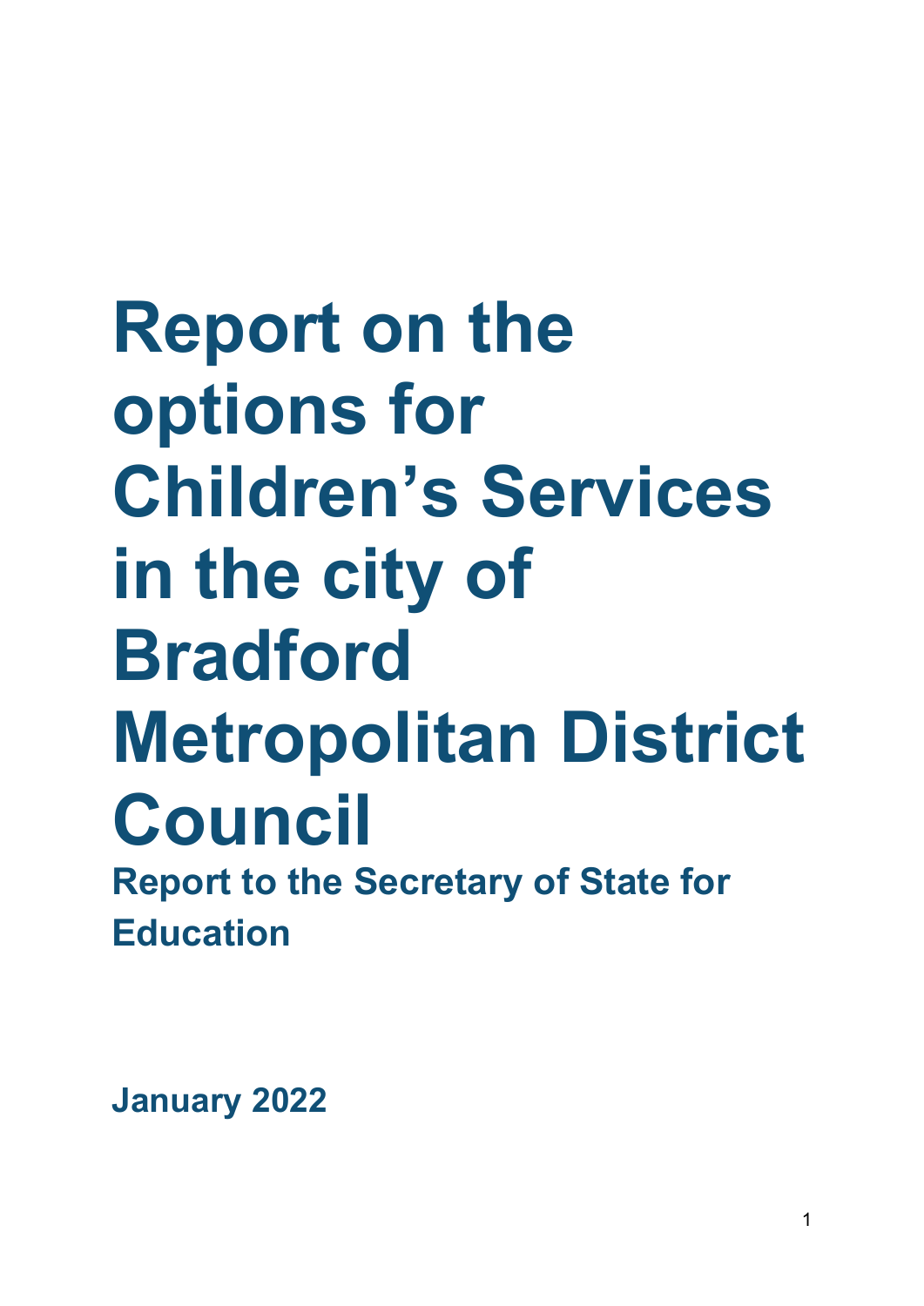# Report on the options for Children's Services in the city of Bradford Metropolitan District Council

## Report to the Secretary of State for Education

**January 2022**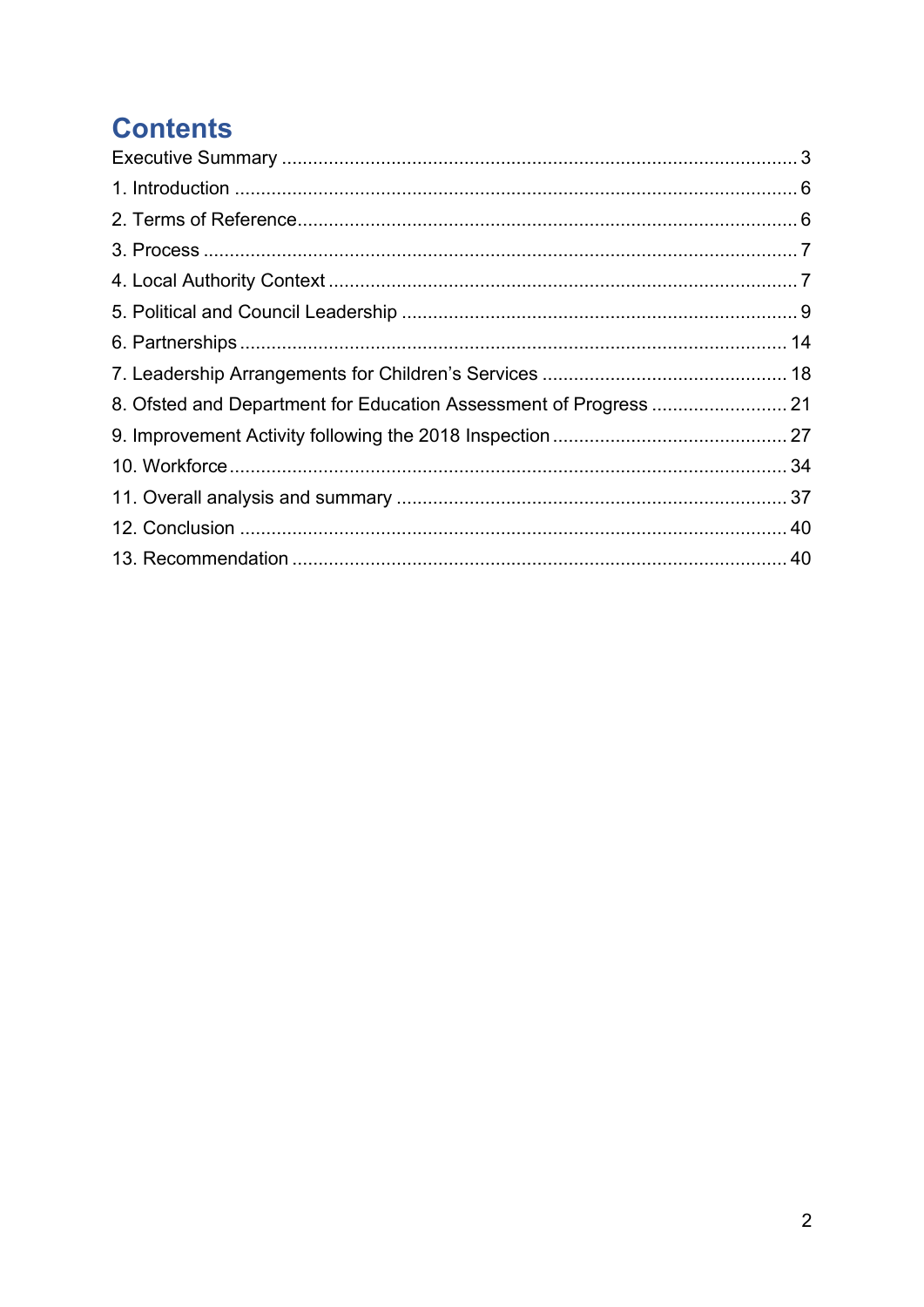# Contents

Executive Summary .......... 3

1. Introduction .......... 6
2. Terms of Reference .......... 6
3. Process .......... 7
4. Local Authority Context .......... 7
5. Political and Council Leadership .......... 9
6. Partnerships .......... 14
7. Leadership Arrangements for Children's Services .......... 18
8. Ofsted and Department for Education Assessment of Progress .......... 21
9. Improvement Activity following the 2018 Inspection .......... 27
10. Workforce .......... 34
11. Overall analysis and summary .......... 37
12. Conclusion .......... 40
13. Recommendation .......... 40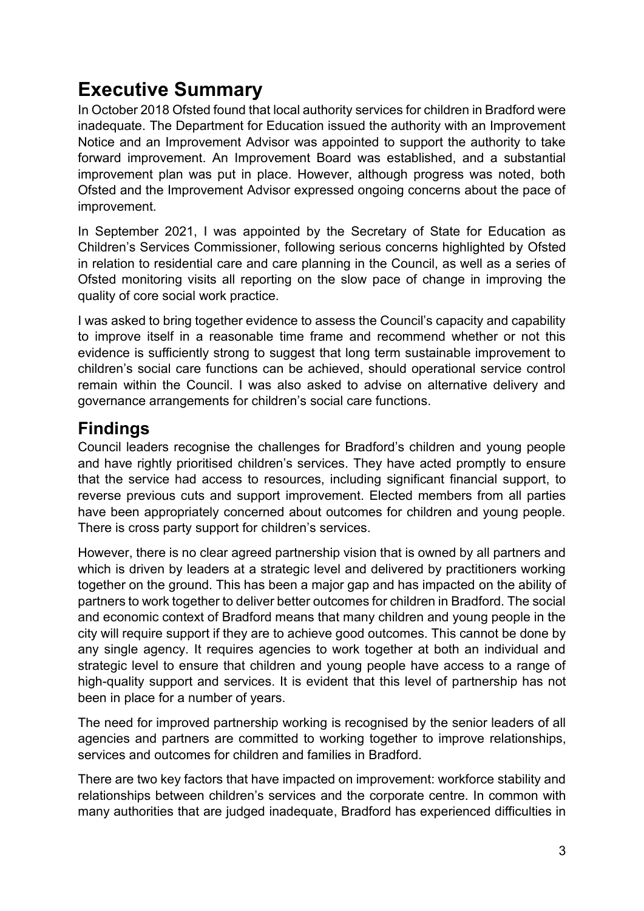# Executive Summary

In October 2018 Ofsted found that local authority services for children in Bradford were inadequate. The Department for Education issued the authority with an Improvement Notice and an Improvement Advisor was appointed to support the authority to take forward improvement. An Improvement Board was established, and a substantial improvement plan was put in place. However, although progress was noted, both Ofsted and the Improvement Advisor expressed ongoing concerns about the pace of improvement.

In September 2021, I was appointed by the Secretary of State for Education as Children's Services Commissioner, following serious concerns highlighted by Ofsted in relation to residential care and care planning in the Council, as well as a series of Ofsted monitoring visits all reporting on the slow pace of change in improving the quality of core social work practice.

I was asked to bring together evidence to assess the Council's capacity and capability to improve itself in a reasonable time frame and recommend whether or not this evidence is sufficiently strong to suggest that long term sustainable improvement to children's social care functions can be achieved, should operational service control remain within the Council. I was also asked to advise on alternative delivery and governance arrangements for children's social care functions.

## Findings

Council leaders recognise the challenges for Bradford's children and young people and have rightly prioritised children's services. They have acted promptly to ensure that the service had access to resources, including significant financial support, to reverse previous cuts and support improvement. Elected members from all parties have been appropriately concerned about outcomes for children and young people. There is cross party support for children's services.

However, there is no clear agreed partnership vision that is owned by all partners and which is driven by leaders at a strategic level and delivered by practitioners working together on the ground. This has been a major gap and has impacted on the ability of partners to work together to deliver better outcomes for children in Bradford. The social and economic context of Bradford means that many children and young people in the city will require support if they are to achieve good outcomes. This cannot be done by any single agency. It requires agencies to work together at both an individual and strategic level to ensure that children and young people have access to a range of high-quality support and services. It is evident that this level of partnership has not been in place for a number of years.

The need for improved partnership working is recognised by the senior leaders of all agencies and partners are committed to working together to improve relationships, services and outcomes for children and families in Bradford.

There are two key factors that have impacted on improvement: workforce stability and relationships between children's services and the corporate centre. In common with many authorities that are judged inadequate, Bradford has experienced difficulties in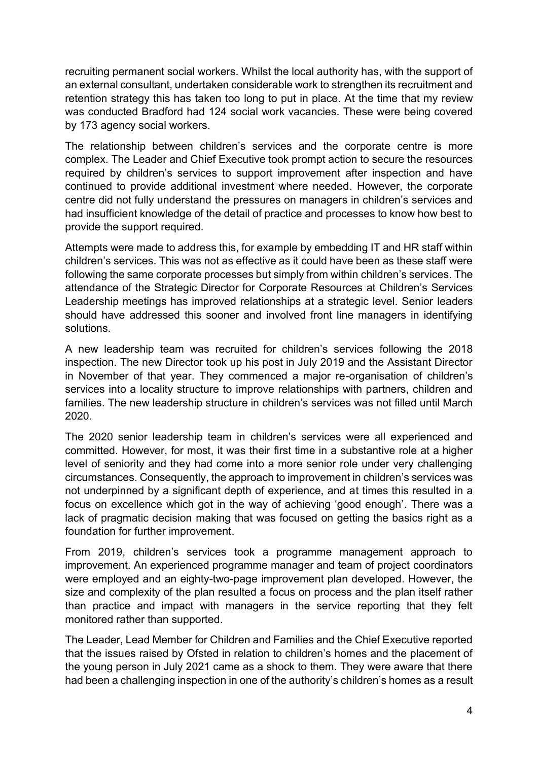recruiting permanent social workers. Whilst the local authority has, with the support of an external consultant, undertaken considerable work to strengthen its recruitment and retention strategy this has taken too long to put in place. At the time that my review was conducted Bradford had 124 social work vacancies. These were being covered by 173 agency social workers.

The relationship between children's services and the corporate centre is more complex. The Leader and Chief Executive took prompt action to secure the resources required by children's services to support improvement after inspection and have continued to provide additional investment where needed. However, the corporate centre did not fully understand the pressures on managers in children's services and had insufficient knowledge of the detail of practice and processes to know how best to provide the support required.

Attempts were made to address this, for example by embedding IT and HR staff within children's services. This was not as effective as it could have been as these staff were following the same corporate processes but simply from within children's services. The attendance of the Strategic Director for Corporate Resources at Children's Services Leadership meetings has improved relationships at a strategic level. Senior leaders should have addressed this sooner and involved front line managers in identifying solutions.

A new leadership team was recruited for children's services following the 2018 inspection. The new Director took up his post in July 2019 and the Assistant Director in November of that year. They commenced a major re-organisation of children's services into a locality structure to improve relationships with partners, children and families. The new leadership structure in children's services was not filled until March 2020.

The 2020 senior leadership team in children's services were all experienced and committed. However, for most, it was their first time in a substantive role at a higher level of seniority and they had come into a more senior role under very challenging circumstances. Consequently, the approach to improvement in children's services was not underpinned by a significant depth of experience, and at times this resulted in a focus on excellence which got in the way of achieving 'good enough'. There was a lack of pragmatic decision making that was focused on getting the basics right as a foundation for further improvement.

From 2019, children's services took a programme management approach to improvement. An experienced programme manager and team of project coordinators were employed and an eighty-two-page improvement plan developed. However, the size and complexity of the plan resulted a focus on process and the plan itself rather than practice and impact with managers in the service reporting that they felt monitored rather than supported.

The Leader, Lead Member for Children and Families and the Chief Executive reported that the issues raised by Ofsted in relation to children's homes and the placement of the young person in July 2021 came as a shock to them. They were aware that there had been a challenging inspection in one of the authority's children's homes as a result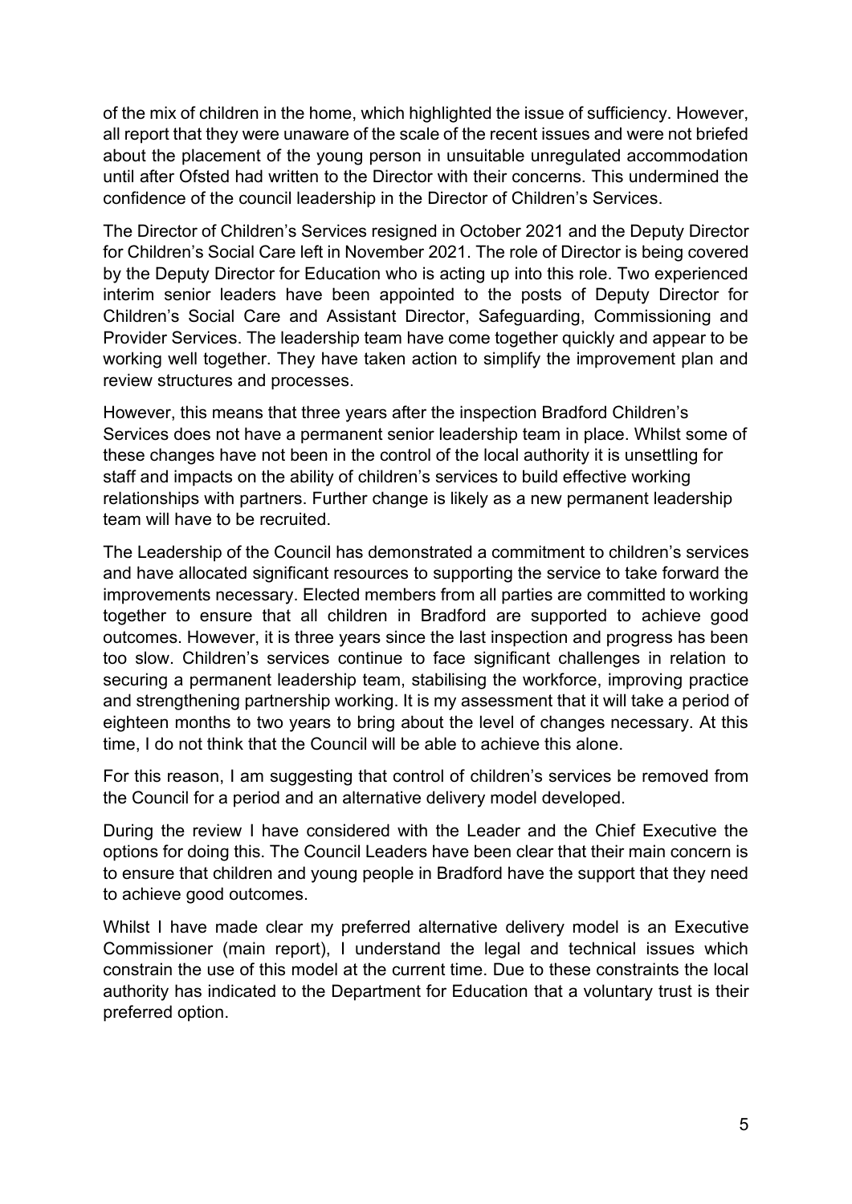of the mix of children in the home, which highlighted the issue of sufficiency. However, all report that they were unaware of the scale of the recent issues and were not briefed about the placement of the young person in unsuitable unregulated accommodation until after Ofsted had written to the Director with their concerns. This undermined the confidence of the council leadership in the Director of Children's Services.

The Director of Children's Services resigned in October 2021 and the Deputy Director for Children's Social Care left in November 2021. The role of Director is being covered by the Deputy Director for Education who is acting up into this role. Two experienced interim senior leaders have been appointed to the posts of Deputy Director for Children's Social Care and Assistant Director, Safeguarding, Commissioning and Provider Services. The leadership team have come together quickly and appear to be working well together. They have taken action to simplify the improvement plan and review structures and processes.

However, this means that three years after the inspection Bradford Children's Services does not have a permanent senior leadership team in place. Whilst some of these changes have not been in the control of the local authority it is unsettling for staff and impacts on the ability of children's services to build effective working relationships with partners. Further change is likely as a new permanent leadership team will have to be recruited.

The Leadership of the Council has demonstrated a commitment to children's services and have allocated significant resources to supporting the service to take forward the improvements necessary. Elected members from all parties are committed to working together to ensure that all children in Bradford are supported to achieve good outcomes. However, it is three years since the last inspection and progress has been too slow. Children's services continue to face significant challenges in relation to securing a permanent leadership team, stabilising the workforce, improving practice and strengthening partnership working. It is my assessment that it will take a period of eighteen months to two years to bring about the level of changes necessary. At this time, I do not think that the Council will be able to achieve this alone.

For this reason, I am suggesting that control of children's services be removed from the Council for a period and an alternative delivery model developed.

During the review I have considered with the Leader and the Chief Executive the options for doing this. The Council Leaders have been clear that their main concern is to ensure that children and young people in Bradford have the support that they need to achieve good outcomes.

Whilst I have made clear my preferred alternative delivery model is an Executive Commissioner (main report), I understand the legal and technical issues which constrain the use of this model at the current time. Due to these constraints the local authority has indicated to the Department for Education that a voluntary trust is their preferred option.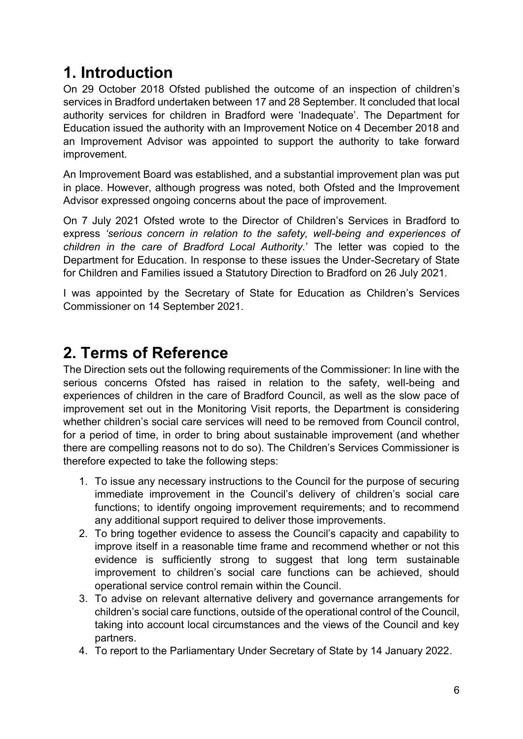# 1. Introduction

On 29 October 2018 Ofsted published the outcome of an inspection of children's services in Bradford undertaken between 17 and 28 September. It concluded that local authority services for children in Bradford were 'Inadequate'. The Department for Education issued the authority with an Improvement Notice on 4 December 2018 and an Improvement Advisor was appointed to support the authority to take forward improvement.

An Improvement Board was established, and a substantial improvement plan was put in place. However, although progress was noted, both Ofsted and the Improvement Advisor expressed ongoing concerns about the pace of improvement.

On 7 July 2021 Ofsted wrote to the Director of Children's Services in Bradford to express *'serious concern in relation to the safety, well-being and experiences of children in the care of Bradford Local Authority.'* The letter was copied to the Department for Education. In response to these issues the Under-Secretary of State for Children and Families issued a Statutory Direction to Bradford on 26 July 2021.

I was appointed by the Secretary of State for Education as Children's Services Commissioner on 14 September 2021.

# 2. Terms of Reference

The Direction sets out the following requirements of the Commissioner: In line with the serious concerns Ofsted has raised in relation to the safety, well-being and experiences of children in the care of Bradford Council, as well as the slow pace of improvement set out in the Monitoring Visit reports, the Department is considering whether children's social care services will need to be removed from Council control, for a period of time, in order to bring about sustainable improvement (and whether there are compelling reasons not to do so). The Children's Services Commissioner is therefore expected to take the following steps:

1. To issue any necessary instructions to the Council for the purpose of securing immediate improvement in the Council's delivery of children's social care functions; to identify ongoing improvement requirements; and to recommend any additional support required to deliver those improvements.
2. To bring together evidence to assess the Council's capacity and capability to improve itself in a reasonable time frame and recommend whether or not this evidence is sufficiently strong to suggest that long term sustainable improvement to children's social care functions can be achieved, should operational service control remain within the Council.
3. To advise on relevant alternative delivery and governance arrangements for children's social care functions, outside of the operational control of the Council, taking into account local circumstances and the views of the Council and key partners.
4. To report to the Parliamentary Under Secretary of State by 14 January 2022.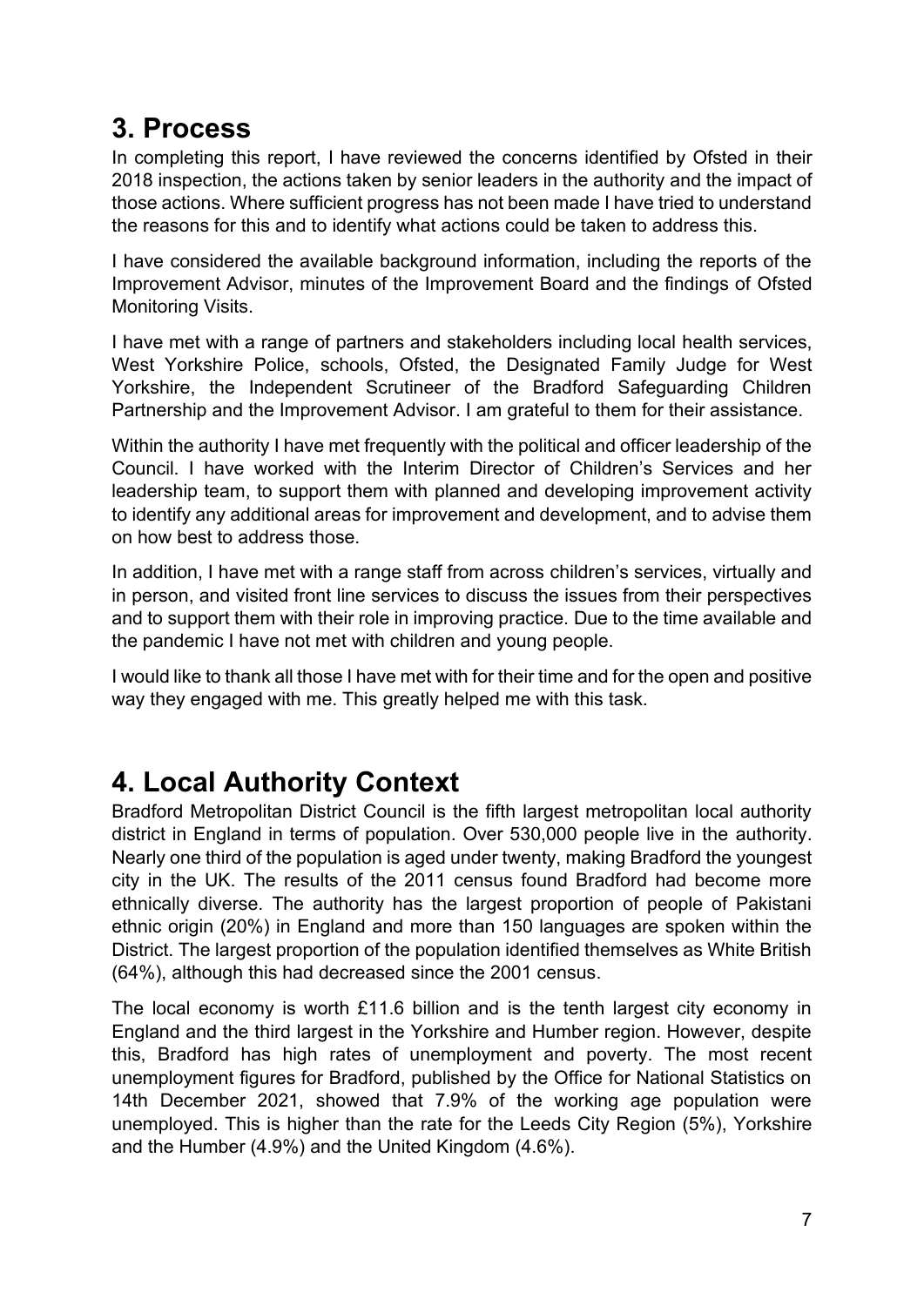# 3. Process

In completing this report, I have reviewed the concerns identified by Ofsted in their 2018 inspection, the actions taken by senior leaders in the authority and the impact of those actions. Where sufficient progress has not been made I have tried to understand the reasons for this and to identify what actions could be taken to address this.

I have considered the available background information, including the reports of the Improvement Advisor, minutes of the Improvement Board and the findings of Ofsted Monitoring Visits.

I have met with a range of partners and stakeholders including local health services, West Yorkshire Police, schools, Ofsted, the Designated Family Judge for West Yorkshire, the Independent Scrutineer of the Bradford Safeguarding Children Partnership and the Improvement Advisor. I am grateful to them for their assistance.

Within the authority I have met frequently with the political and officer leadership of the Council. I have worked with the Interim Director of Children's Services and her leadership team, to support them with planned and developing improvement activity to identify any additional areas for improvement and development, and to advise them on how best to address those.

In addition, I have met with a range staff from across children's services, virtually and in person, and visited front line services to discuss the issues from their perspectives and to support them with their role in improving practice. Due to the time available and the pandemic I have not met with children and young people.

I would like to thank all those I have met with for their time and for the open and positive way they engaged with me. This greatly helped me with this task.

# 4. Local Authority Context

Bradford Metropolitan District Council is the fifth largest metropolitan local authority district in England in terms of population. Over 530,000 people live in the authority. Nearly one third of the population is aged under twenty, making Bradford the youngest city in the UK. The results of the 2011 census found Bradford had become more ethnically diverse. The authority has the largest proportion of people of Pakistani ethnic origin (20%) in England and more than 150 languages are spoken within the District. The largest proportion of the population identified themselves as White British (64%), although this had decreased since the 2001 census.

The local economy is worth £11.6 billion and is the tenth largest city economy in England and the third largest in the Yorkshire and Humber region. However, despite this, Bradford has high rates of unemployment and poverty. The most recent unemployment figures for Bradford, published by the Office for National Statistics on 14th December 2021, showed that 7.9% of the working age population were unemployed. This is higher than the rate for the Leeds City Region (5%), Yorkshire and the Humber (4.9%) and the United Kingdom (4.6%).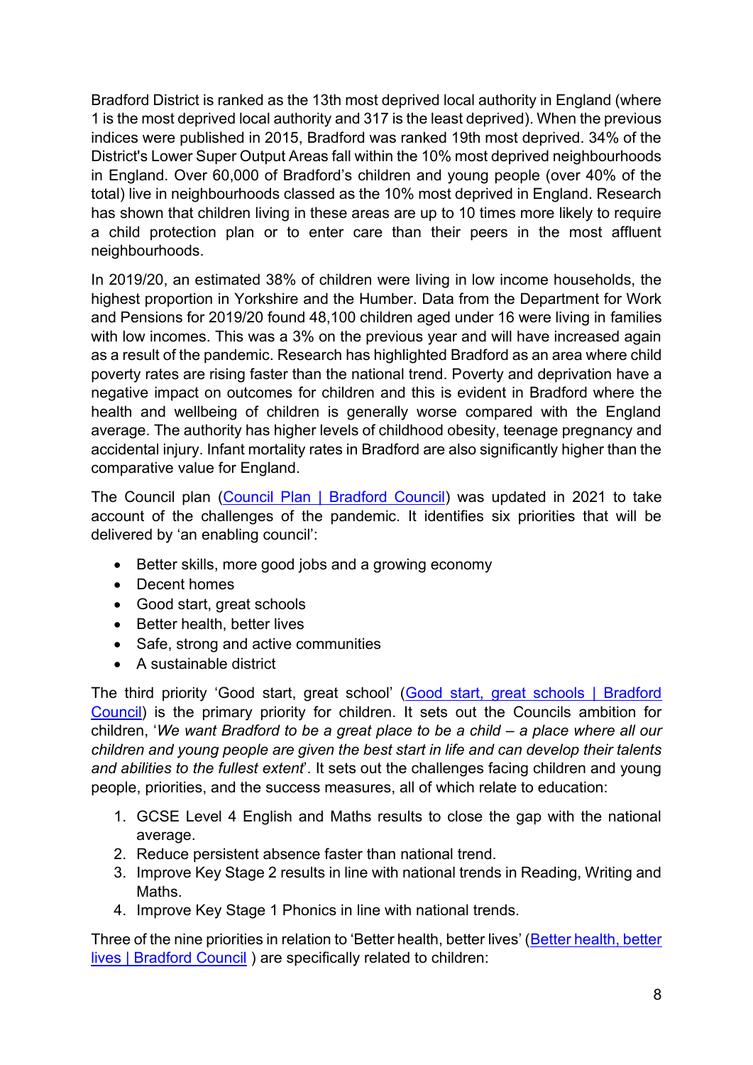Bradford District is ranked as the 13th most deprived local authority in England (where 1 is the most deprived local authority and 317 is the least deprived). When the previous indices were published in 2015, Bradford was ranked 19th most deprived. 34% of the District's Lower Super Output Areas fall within the 10% most deprived neighbourhoods in England. Over 60,000 of Bradford's children and young people (over 40% of the total) live in neighbourhoods classed as the 10% most deprived in England. Research has shown that children living in these areas are up to 10 times more likely to require a child protection plan or to enter care than their peers in the most affluent neighbourhoods.

In 2019/20, an estimated 38% of children were living in low income households, the highest proportion in Yorkshire and the Humber. Data from the Department for Work and Pensions for 2019/20 found 48,100 children aged under 16 were living in families with low incomes. This was a 3% on the previous year and will have increased again as a result of the pandemic. Research has highlighted Bradford as an area where child poverty rates are rising faster than the national trend. Poverty and deprivation have a negative impact on outcomes for children and this is evident in Bradford where the health and wellbeing of children is generally worse compared with the England average. The authority has higher levels of childhood obesity, teenage pregnancy and accidental injury. Infant mortality rates in Bradford are also significantly higher than the comparative value for England.

The Council plan ([Council Plan | Bradford Council]) was updated in 2021 to take account of the challenges of the pandemic. It identifies six priorities that will be delivered by 'an enabling council':

- Better skills, more good jobs and a growing economy
- Decent homes
- Good start, great schools
- Better health, better lives
- Safe, strong and active communities
- A sustainable district

The third priority 'Good start, great school' ([Good start, great schools | Bradford Council]) is the primary priority for children. It sets out the Councils ambition for children, '*We want Bradford to be a great place to be a child – a place where all our children and young people are given the best start in life and can develop their talents and abilities to the fullest extent*'. It sets out the challenges facing children and young people, priorities, and the success measures, all of which relate to education:

1. GCSE Level 4 English and Maths results to close the gap with the national average.
2. Reduce persistent absence faster than national trend.
3. Improve Key Stage 2 results in line with national trends in Reading, Writing and Maths.
4. Improve Key Stage 1 Phonics in line with national trends.

Three of the nine priorities in relation to 'Better health, better lives' ([Better health, better lives | Bradford Council] ) are specifically related to children: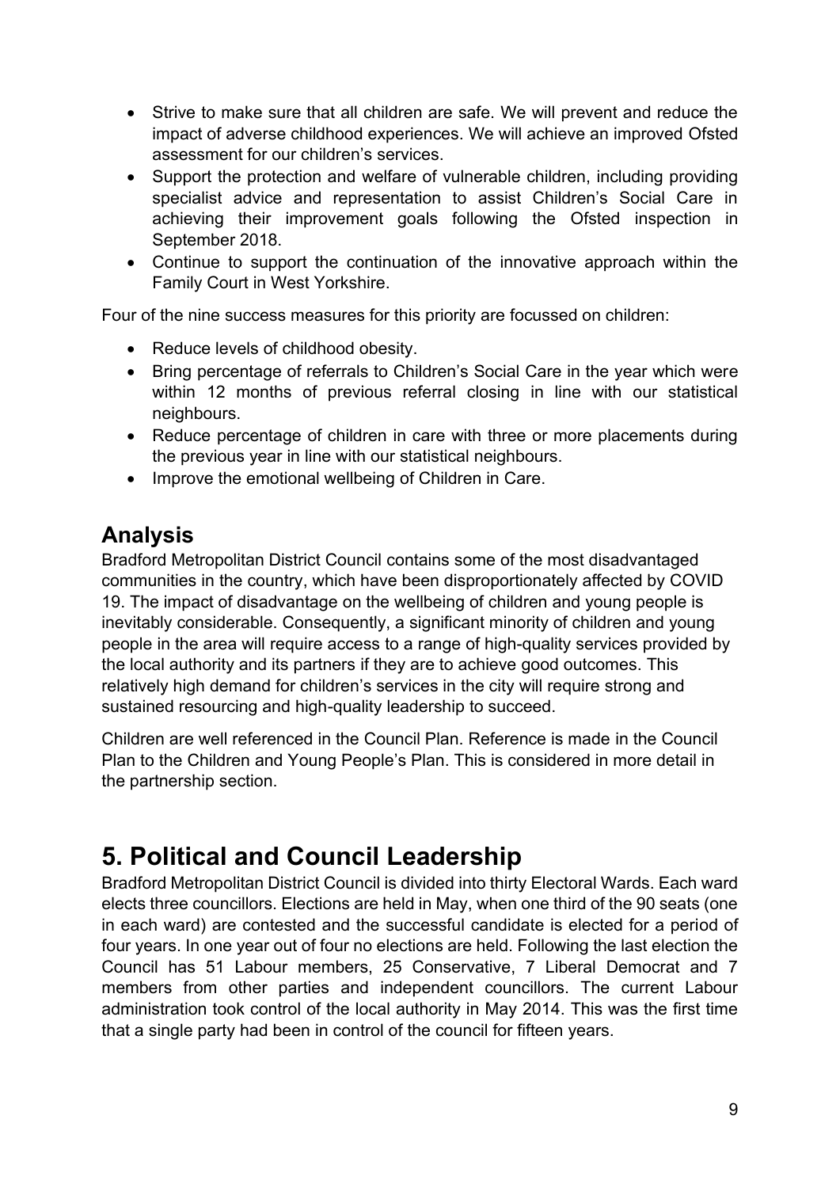- Strive to make sure that all children are safe. We will prevent and reduce the impact of adverse childhood experiences. We will achieve an improved Ofsted assessment for our children's services.
- Support the protection and welfare of vulnerable children, including providing specialist advice and representation to assist Children's Social Care in achieving their improvement goals following the Ofsted inspection in September 2018.
- Continue to support the continuation of the innovative approach within the Family Court in West Yorkshire.

Four of the nine success measures for this priority are focussed on children:

- Reduce levels of childhood obesity.
- Bring percentage of referrals to Children's Social Care in the year which were within 12 months of previous referral closing in line with our statistical neighbours.
- Reduce percentage of children in care with three or more placements during the previous year in line with our statistical neighbours.
- Improve the emotional wellbeing of Children in Care.

## Analysis

Bradford Metropolitan District Council contains some of the most disadvantaged communities in the country, which have been disproportionately affected by COVID 19. The impact of disadvantage on the wellbeing of children and young people is inevitably considerable. Consequently, a significant minority of children and young people in the area will require access to a range of high-quality services provided by the local authority and its partners if they are to achieve good outcomes. This relatively high demand for children's services in the city will require strong and sustained resourcing and high-quality leadership to succeed.

Children are well referenced in the Council Plan. Reference is made in the Council Plan to the Children and Young People's Plan. This is considered in more detail in the partnership section.

# 5. Political and Council Leadership

Bradford Metropolitan District Council is divided into thirty Electoral Wards. Each ward elects three councillors. Elections are held in May, when one third of the 90 seats (one in each ward) are contested and the successful candidate is elected for a period of four years. In one year out of four no elections are held. Following the last election the Council has 51 Labour members, 25 Conservative, 7 Liberal Democrat and 7 members from other parties and independent councillors. The current Labour administration took control of the local authority in May 2014. This was the first time that a single party had been in control of the council for fifteen years.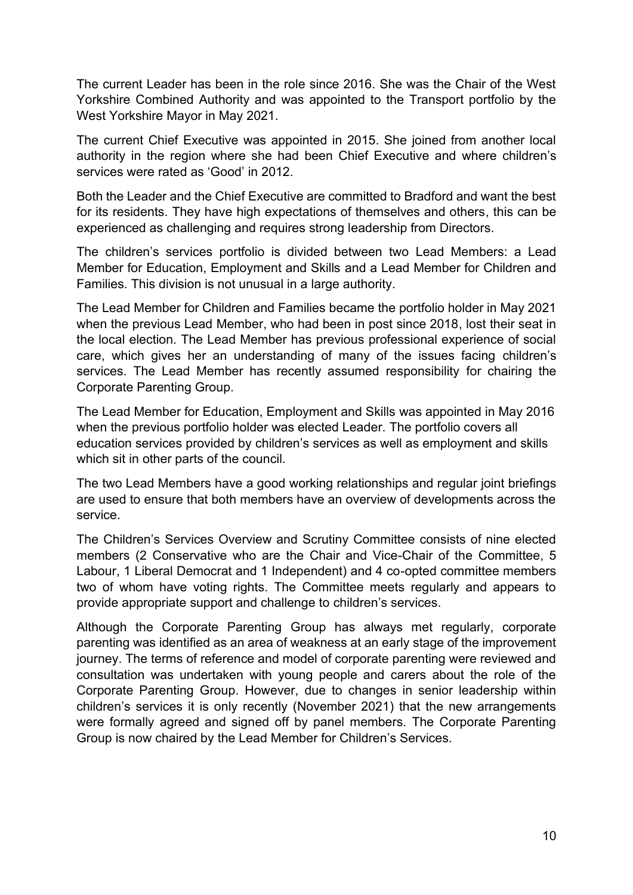The current Leader has been in the role since 2016. She was the Chair of the West Yorkshire Combined Authority and was appointed to the Transport portfolio by the West Yorkshire Mayor in May 2021.

The current Chief Executive was appointed in 2015. She joined from another local authority in the region where she had been Chief Executive and where children's services were rated as 'Good' in 2012.

Both the Leader and the Chief Executive are committed to Bradford and want the best for its residents. They have high expectations of themselves and others, this can be experienced as challenging and requires strong leadership from Directors.

The children's services portfolio is divided between two Lead Members: a Lead Member for Education, Employment and Skills and a Lead Member for Children and Families. This division is not unusual in a large authority.

The Lead Member for Children and Families became the portfolio holder in May 2021 when the previous Lead Member, who had been in post since 2018, lost their seat in the local election. The Lead Member has previous professional experience of social care, which gives her an understanding of many of the issues facing children's services. The Lead Member has recently assumed responsibility for chairing the Corporate Parenting Group.

The Lead Member for Education, Employment and Skills was appointed in May 2016 when the previous portfolio holder was elected Leader. The portfolio covers all education services provided by children's services as well as employment and skills which sit in other parts of the council.

The two Lead Members have a good working relationships and regular joint briefings are used to ensure that both members have an overview of developments across the service.

The Children's Services Overview and Scrutiny Committee consists of nine elected members (2 Conservative who are the Chair and Vice-Chair of the Committee, 5 Labour, 1 Liberal Democrat and 1 Independent) and 4 co-opted committee members two of whom have voting rights. The Committee meets regularly and appears to provide appropriate support and challenge to children's services.

Although the Corporate Parenting Group has always met regularly, corporate parenting was identified as an area of weakness at an early stage of the improvement journey. The terms of reference and model of corporate parenting were reviewed and consultation was undertaken with young people and carers about the role of the Corporate Parenting Group. However, due to changes in senior leadership within children's services it is only recently (November 2021) that the new arrangements were formally agreed and signed off by panel members. The Corporate Parenting Group is now chaired by the Lead Member for Children's Services.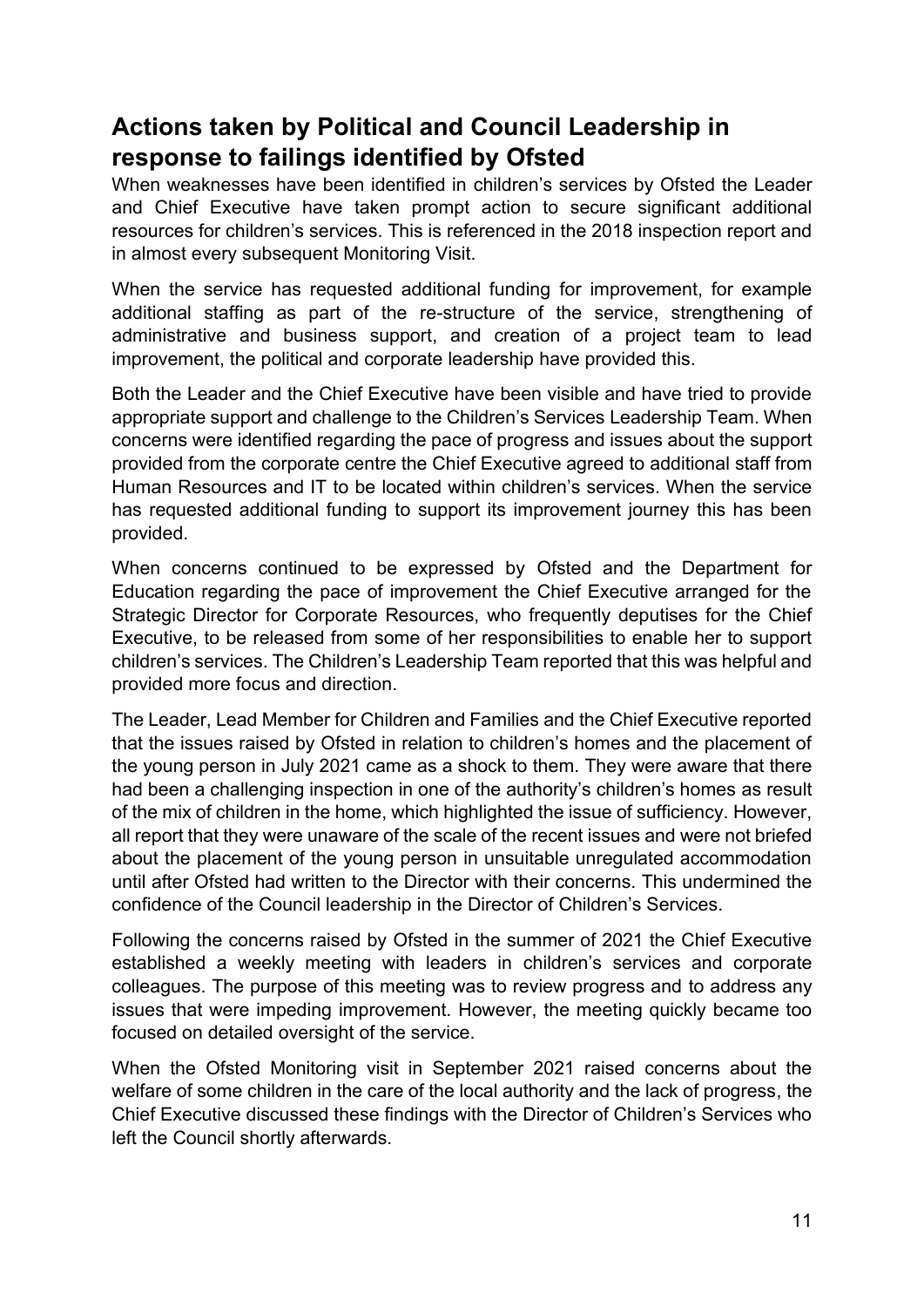## Actions taken by Political and Council Leadership in response to failings identified by Ofsted

When weaknesses have been identified in children's services by Ofsted the Leader and Chief Executive have taken prompt action to secure significant additional resources for children's services. This is referenced in the 2018 inspection report and in almost every subsequent Monitoring Visit.

When the service has requested additional funding for improvement, for example additional staffing as part of the re-structure of the service, strengthening of administrative and business support, and creation of a project team to lead improvement, the political and corporate leadership have provided this.

Both the Leader and the Chief Executive have been visible and have tried to provide appropriate support and challenge to the Children's Services Leadership Team. When concerns were identified regarding the pace of progress and issues about the support provided from the corporate centre the Chief Executive agreed to additional staff from Human Resources and IT to be located within children's services. When the service has requested additional funding to support its improvement journey this has been provided.

When concerns continued to be expressed by Ofsted and the Department for Education regarding the pace of improvement the Chief Executive arranged for the Strategic Director for Corporate Resources, who frequently deputises for the Chief Executive, to be released from some of her responsibilities to enable her to support children's services. The Children's Leadership Team reported that this was helpful and provided more focus and direction.

The Leader, Lead Member for Children and Families and the Chief Executive reported that the issues raised by Ofsted in relation to children's homes and the placement of the young person in July 2021 came as a shock to them. They were aware that there had been a challenging inspection in one of the authority's children's homes as result of the mix of children in the home, which highlighted the issue of sufficiency. However, all report that they were unaware of the scale of the recent issues and were not briefed about the placement of the young person in unsuitable unregulated accommodation until after Ofsted had written to the Director with their concerns. This undermined the confidence of the Council leadership in the Director of Children's Services.

Following the concerns raised by Ofsted in the summer of 2021 the Chief Executive established a weekly meeting with leaders in children's services and corporate colleagues. The purpose of this meeting was to review progress and to address any issues that were impeding improvement. However, the meeting quickly became too focused on detailed oversight of the service.

When the Ofsted Monitoring visit in September 2021 raised concerns about the welfare of some children in the care of the local authority and the lack of progress, the Chief Executive discussed these findings with the Director of Children's Services who left the Council shortly afterwards.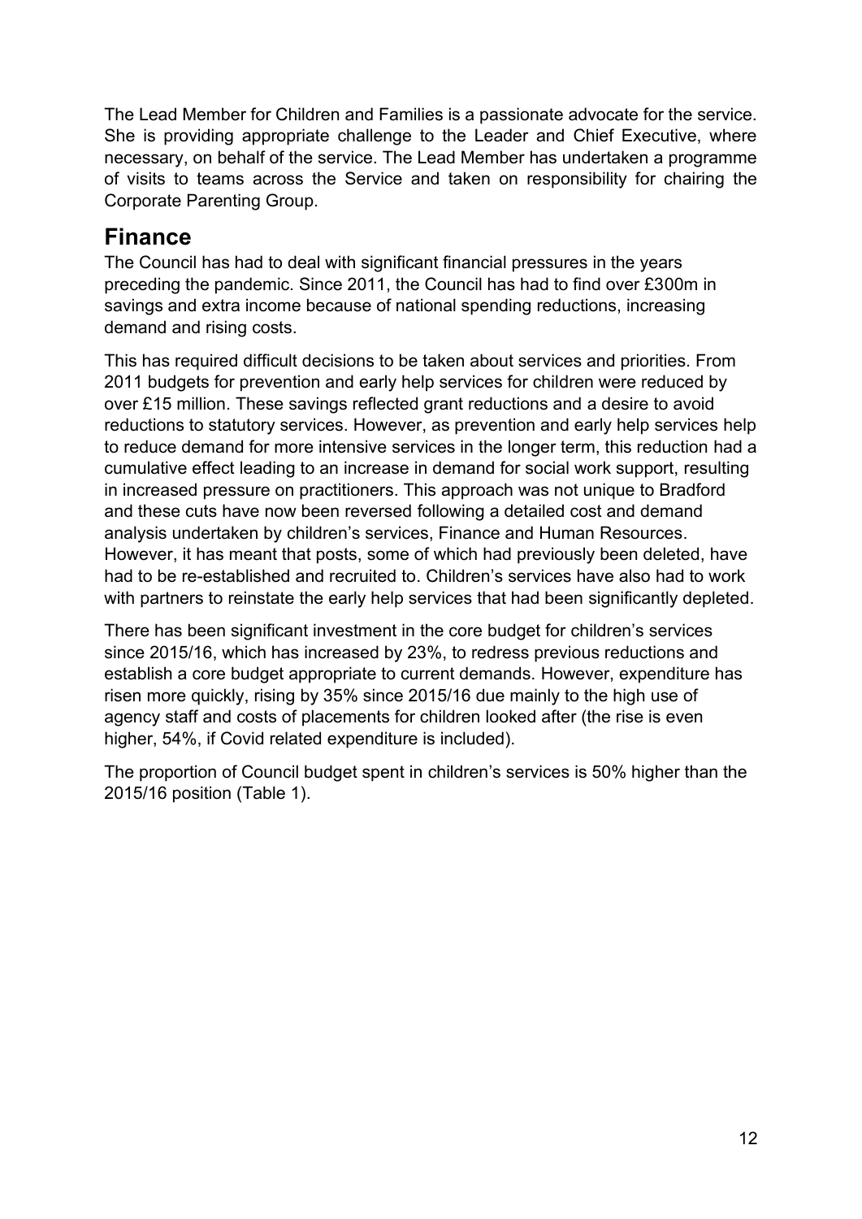The Lead Member for Children and Families is a passionate advocate for the service. She is providing appropriate challenge to the Leader and Chief Executive, where necessary, on behalf of the service. The Lead Member has undertaken a programme of visits to teams across the Service and taken on responsibility for chairing the Corporate Parenting Group.

## Finance

The Council has had to deal with significant financial pressures in the years preceding the pandemic. Since 2011, the Council has had to find over £300m in savings and extra income because of national spending reductions, increasing demand and rising costs.

This has required difficult decisions to be taken about services and priorities. From 2011 budgets for prevention and early help services for children were reduced by over £15 million. These savings reflected grant reductions and a desire to avoid reductions to statutory services. However, as prevention and early help services help to reduce demand for more intensive services in the longer term, this reduction had a cumulative effect leading to an increase in demand for social work support, resulting in increased pressure on practitioners. This approach was not unique to Bradford and these cuts have now been reversed following a detailed cost and demand analysis undertaken by children's services, Finance and Human Resources. However, it has meant that posts, some of which had previously been deleted, have had to be re-established and recruited to. Children's services have also had to work with partners to reinstate the early help services that had been significantly depleted.

There has been significant investment in the core budget for children's services since 2015/16, which has increased by 23%, to redress previous reductions and establish a core budget appropriate to current demands. However, expenditure has risen more quickly, rising by 35% since 2015/16 due mainly to the high use of agency staff and costs of placements for children looked after (the rise is even higher, 54%, if Covid related expenditure is included).

The proportion of Council budget spent in children's services is 50% higher than the 2015/16 position (Table 1).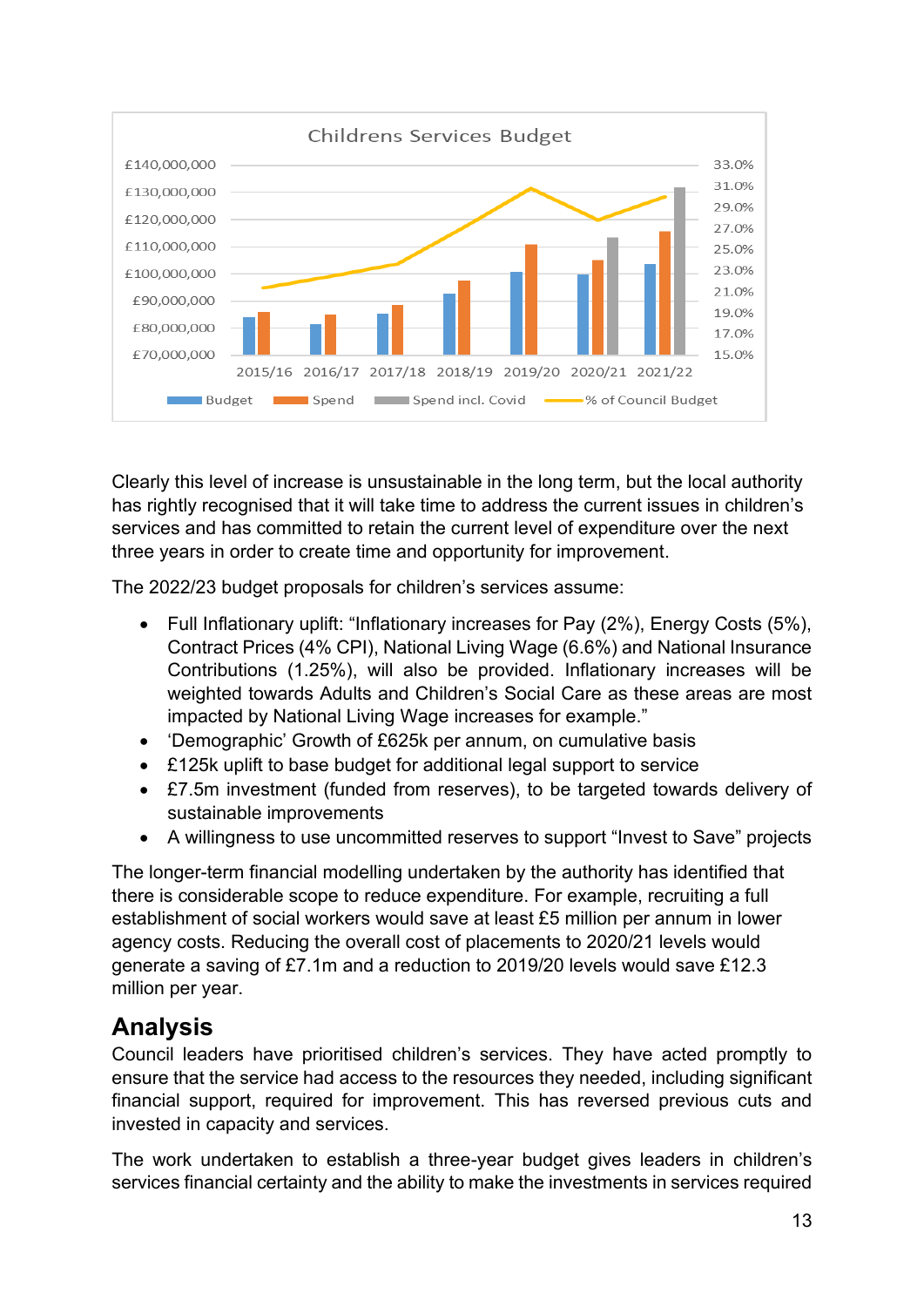Childrens Services Budget

Clearly this level of increase is unsustainable in the long term, but the local authority has rightly recognised that it will take time to address the current issues in children's services and has committed to retain the current level of expenditure over the next three years in order to create time and opportunity for improvement.

The 2022/23 budget proposals for children's services assume:

- Full Inflationary uplift: "Inflationary increases for Pay (2%), Energy Costs (5%), Contract Prices (4% CPI), National Living Wage (6.6%) and National Insurance Contributions (1.25%), will also be provided. Inflationary increases will be weighted towards Adults and Children's Social Care as these areas are most impacted by National Living Wage increases for example."
- 'Demographic' Growth of £625k per annum, on cumulative basis
- £125k uplift to base budget for additional legal support to service
- £7.5m investment (funded from reserves), to be targeted towards delivery of sustainable improvements
- A willingness to use uncommitted reserves to support "Invest to Save" projects

The longer-term financial modelling undertaken by the authority has identified that there is considerable scope to reduce expenditure. For example, recruiting a full establishment of social workers would save at least £5 million per annum in lower agency costs. Reducing the overall cost of placements to 2020/21 levels would generate a saving of £7.1m and a reduction to 2019/20 levels would save £12.3 million per year.

## Analysis

Council leaders have prioritised children's services. They have acted promptly to ensure that the service had access to the resources they needed, including significant financial support, required for improvement. This has reversed previous cuts and invested in capacity and services.

The work undertaken to establish a three-year budget gives leaders in children's services financial certainty and the ability to make the investments in services required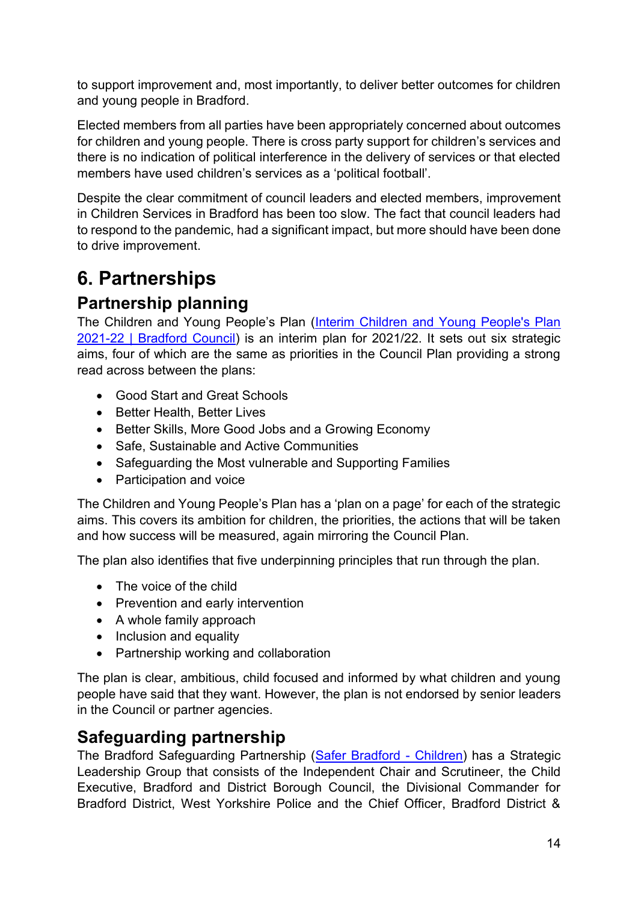to support improvement and, most importantly, to deliver better outcomes for children and young people in Bradford.

Elected members from all parties have been appropriately concerned about outcomes for children and young people. There is cross party support for children's services and there is no indication of political interference in the delivery of services or that elected members have used children's services as a 'political football'.

Despite the clear commitment of council leaders and elected members, improvement in Children Services in Bradford has been too slow. The fact that council leaders had to respond to the pandemic, had a significant impact, but more should have been done to drive improvement.

# 6. Partnerships

## Partnership planning

The Children and Young People's Plan ([Interim Children and Young People's Plan 2021-22 | Bradford Council]) is an interim plan for 2021/22. It sets out six strategic aims, four of which are the same as priorities in the Council Plan providing a strong read across between the plans:

- Good Start and Great Schools
- Better Health, Better Lives
- Better Skills, More Good Jobs and a Growing Economy
- Safe, Sustainable and Active Communities
- Safeguarding the Most vulnerable and Supporting Families
- Participation and voice

The Children and Young People's Plan has a 'plan on a page' for each of the strategic aims. This covers its ambition for children, the priorities, the actions that will be taken and how success will be measured, again mirroring the Council Plan.

The plan also identifies that five underpinning principles that run through the plan.

- The voice of the child
- Prevention and early intervention
- A whole family approach
- Inclusion and equality
- Partnership working and collaboration

The plan is clear, ambitious, child focused and informed by what children and young people have said that they want. However, the plan is not endorsed by senior leaders in the Council or partner agencies.

## Safeguarding partnership

The Bradford Safeguarding Partnership ([Safer Bradford - Children]) has a Strategic Leadership Group that consists of the Independent Chair and Scrutineer, the Child Executive, Bradford and District Borough Council, the Divisional Commander for Bradford District, West Yorkshire Police and the Chief Officer, Bradford District &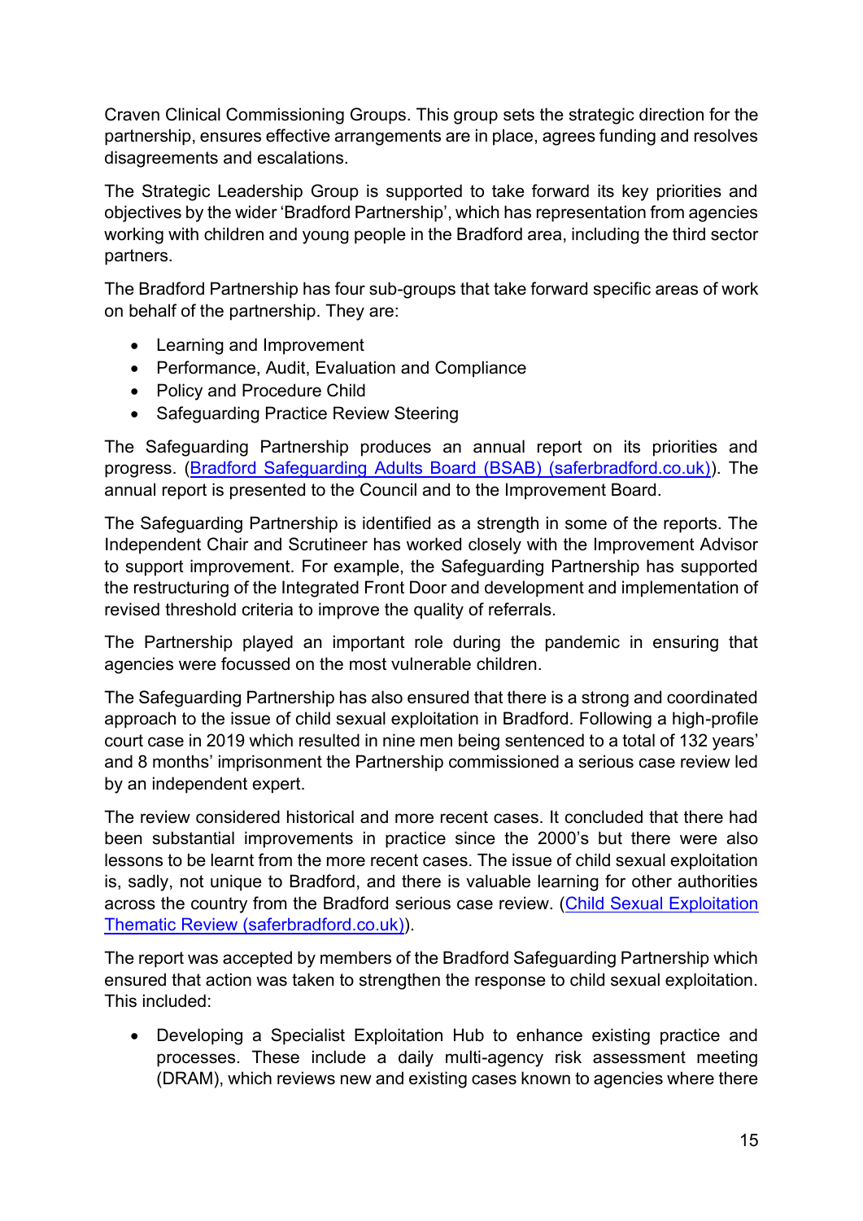Craven Clinical Commissioning Groups. This group sets the strategic direction for the partnership, ensures effective arrangements are in place, agrees funding and resolves disagreements and escalations.

The Strategic Leadership Group is supported to take forward its key priorities and objectives by the wider 'Bradford Partnership', which has representation from agencies working with children and young people in the Bradford area, including the third sector partners.

The Bradford Partnership has four sub-groups that take forward specific areas of work on behalf of the partnership. They are:

- Learning and Improvement
- Performance, Audit, Evaluation and Compliance
- Policy and Procedure Child
- Safeguarding Practice Review Steering

The Safeguarding Partnership produces an annual report on its priorities and progress. ([Bradford Safeguarding Adults Board (BSAB) (saferbradford.co.uk)](saferbradford.co.uk)). The annual report is presented to the Council and to the Improvement Board.

The Safeguarding Partnership is identified as a strength in some of the reports. The Independent Chair and Scrutineer has worked closely with the Improvement Advisor to support improvement. For example, the Safeguarding Partnership has supported the restructuring of the Integrated Front Door and development and implementation of revised threshold criteria to improve the quality of referrals.

The Partnership played an important role during the pandemic in ensuring that agencies were focussed on the most vulnerable children.

The Safeguarding Partnership has also ensured that there is a strong and coordinated approach to the issue of child sexual exploitation in Bradford. Following a high-profile court case in 2019 which resulted in nine men being sentenced to a total of 132 years' and 8 months' imprisonment the Partnership commissioned a serious case review led by an independent expert.

The review considered historical and more recent cases. It concluded that there had been substantial improvements in practice since the 2000's but there were also lessons to be learnt from the more recent cases. The issue of child sexual exploitation is, sadly, not unique to Bradford, and there is valuable learning for other authorities across the country from the Bradford serious case review. ([Child Sexual Exploitation Thematic Review (saferbradford.co.uk)](saferbradford.co.uk)).

The report was accepted by members of the Bradford Safeguarding Partnership which ensured that action was taken to strengthen the response to child sexual exploitation. This included:

- Developing a Specialist Exploitation Hub to enhance existing practice and processes. These include a daily multi-agency risk assessment meeting (DRAM), which reviews new and existing cases known to agencies where there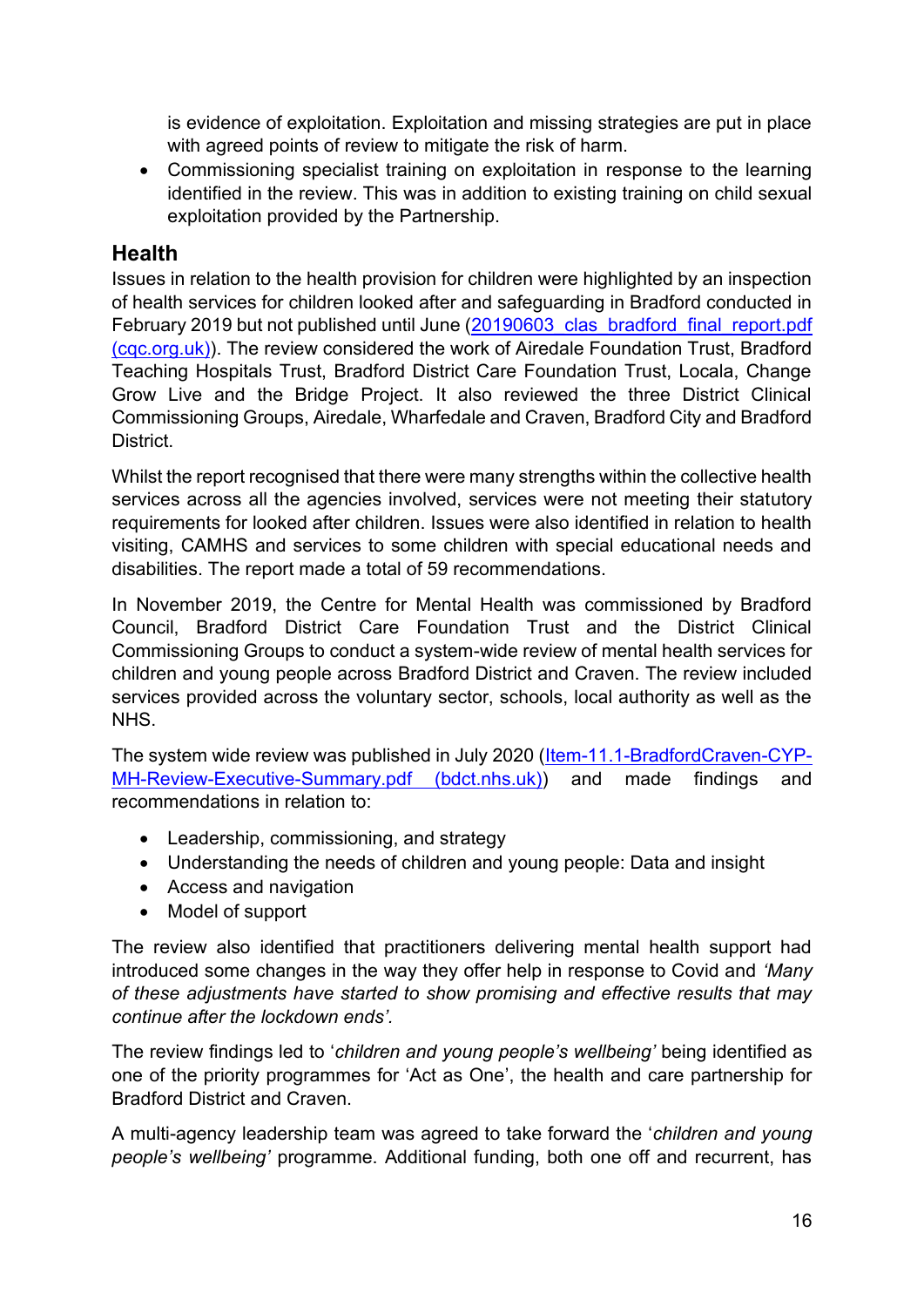is evidence of exploitation. Exploitation and missing strategies are put in place with agreed points of review to mitigate the risk of harm.

- Commissioning specialist training on exploitation in response to the learning identified in the review. This was in addition to existing training on child sexual exploitation provided by the Partnership.

## Health

Issues in relation to the health provision for children were highlighted by an inspection of health services for children looked after and safeguarding in Bradford conducted in February 2019 but not published until June ([20190603 clas bradford final report.pdf (cqc.org.uk)](20190603 clas bradford final report.pdf (cqc.org.uk))). The review considered the work of Airedale Foundation Trust, Bradford Teaching Hospitals Trust, Bradford District Care Foundation Trust, Locala, Change Grow Live and the Bridge Project. It also reviewed the three District Clinical Commissioning Groups, Airedale, Wharfedale and Craven, Bradford City and Bradford District.

Whilst the report recognised that there were many strengths within the collective health services across all the agencies involved, services were not meeting their statutory requirements for looked after children. Issues were also identified in relation to health visiting, CAMHS and services to some children with special educational needs and disabilities. The report made a total of 59 recommendations.

In November 2019, the Centre for Mental Health was commissioned by Bradford Council, Bradford District Care Foundation Trust and the District Clinical Commissioning Groups to conduct a system-wide review of mental health services for children and young people across Bradford District and Craven. The review included services provided across the voluntary sector, schools, local authority as well as the NHS.

The system wide review was published in July 2020 ([Item-11.1-BradfordCraven-CYP-MH-Review-Executive-Summary.pdf (bdct.nhs.uk)](Item-11.1-BradfordCraven-CYP-MH-Review-Executive-Summary.pdf (bdct.nhs.uk))) and made findings and recommendations in relation to:

- Leadership, commissioning, and strategy
- Understanding the needs of children and young people: Data and insight
- Access and navigation
- Model of support

The review also identified that practitioners delivering mental health support had introduced some changes in the way they offer help in response to Covid and *'Many of these adjustments have started to show promising and effective results that may continue after the lockdown ends'*.

The review findings led to '*children and young people's wellbeing'* being identified as one of the priority programmes for 'Act as One', the health and care partnership for Bradford District and Craven.

A multi-agency leadership team was agreed to take forward the '*children and young people's wellbeing'* programme. Additional funding, both one off and recurrent, has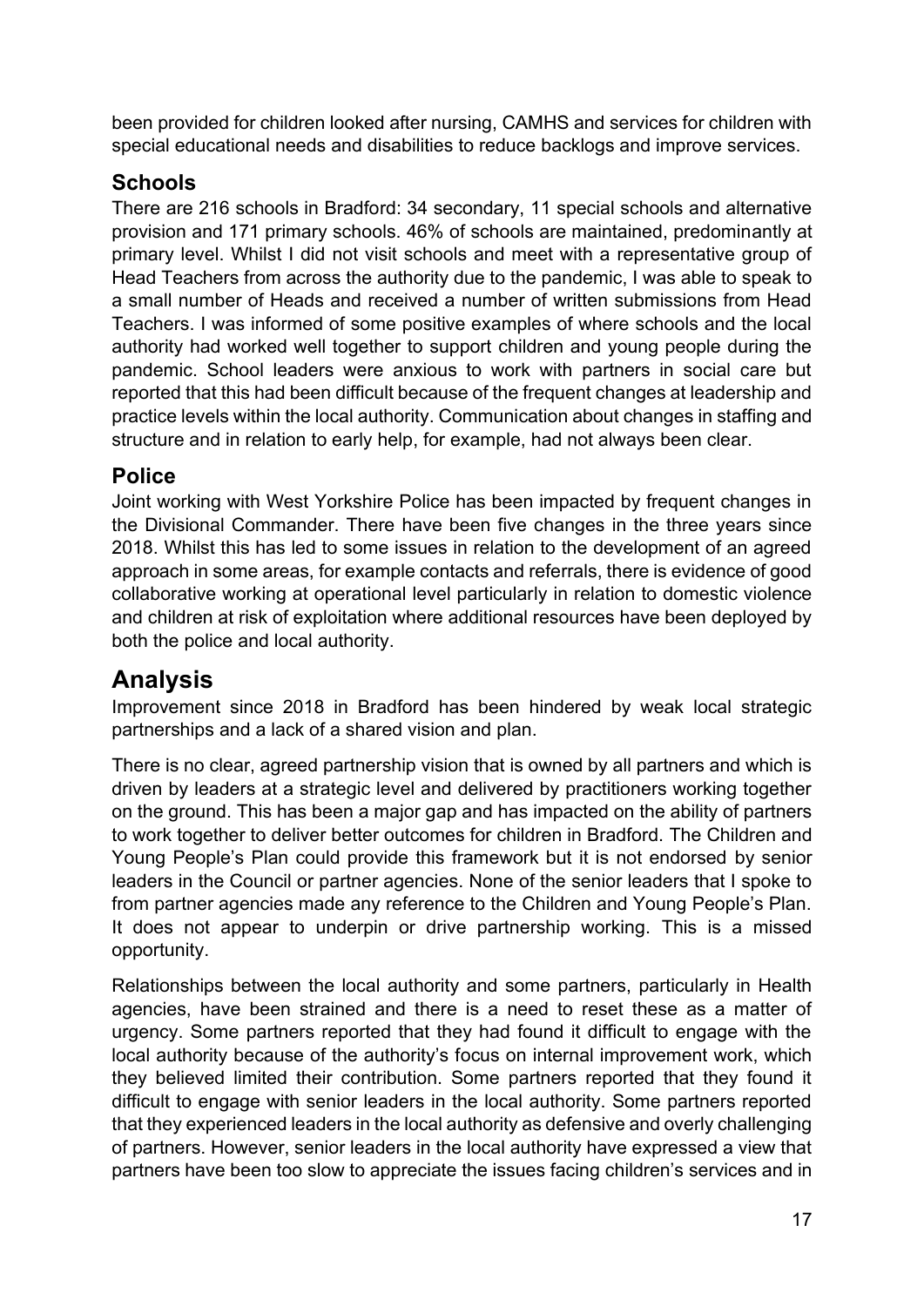been provided for children looked after nursing, CAMHS and services for children with special educational needs and disabilities to reduce backlogs and improve services.

### Schools

There are 216 schools in Bradford: 34 secondary, 11 special schools and alternative provision and 171 primary schools. 46% of schools are maintained, predominantly at primary level. Whilst I did not visit schools and meet with a representative group of Head Teachers from across the authority due to the pandemic, I was able to speak to a small number of Heads and received a number of written submissions from Head Teachers. I was informed of some positive examples of where schools and the local authority had worked well together to support children and young people during the pandemic. School leaders were anxious to work with partners in social care but reported that this had been difficult because of the frequent changes at leadership and practice levels within the local authority. Communication about changes in staffing and structure and in relation to early help, for example, had not always been clear.

### Police

Joint working with West Yorkshire Police has been impacted by frequent changes in the Divisional Commander. There have been five changes in the three years since 2018. Whilst this has led to some issues in relation to the development of an agreed approach in some areas, for example contacts and referrals, there is evidence of good collaborative working at operational level particularly in relation to domestic violence and children at risk of exploitation where additional resources have been deployed by both the police and local authority.

## Analysis

Improvement since 2018 in Bradford has been hindered by weak local strategic partnerships and a lack of a shared vision and plan.

There is no clear, agreed partnership vision that is owned by all partners and which is driven by leaders at a strategic level and delivered by practitioners working together on the ground. This has been a major gap and has impacted on the ability of partners to work together to deliver better outcomes for children in Bradford. The Children and Young People's Plan could provide this framework but it is not endorsed by senior leaders in the Council or partner agencies. None of the senior leaders that I spoke to from partner agencies made any reference to the Children and Young People's Plan. It does not appear to underpin or drive partnership working. This is a missed opportunity.

Relationships between the local authority and some partners, particularly in Health agencies, have been strained and there is a need to reset these as a matter of urgency. Some partners reported that they had found it difficult to engage with the local authority because of the authority's focus on internal improvement work, which they believed limited their contribution. Some partners reported that they found it difficult to engage with senior leaders in the local authority. Some partners reported that they experienced leaders in the local authority as defensive and overly challenging of partners. However, senior leaders in the local authority have expressed a view that partners have been too slow to appreciate the issues facing children's services and in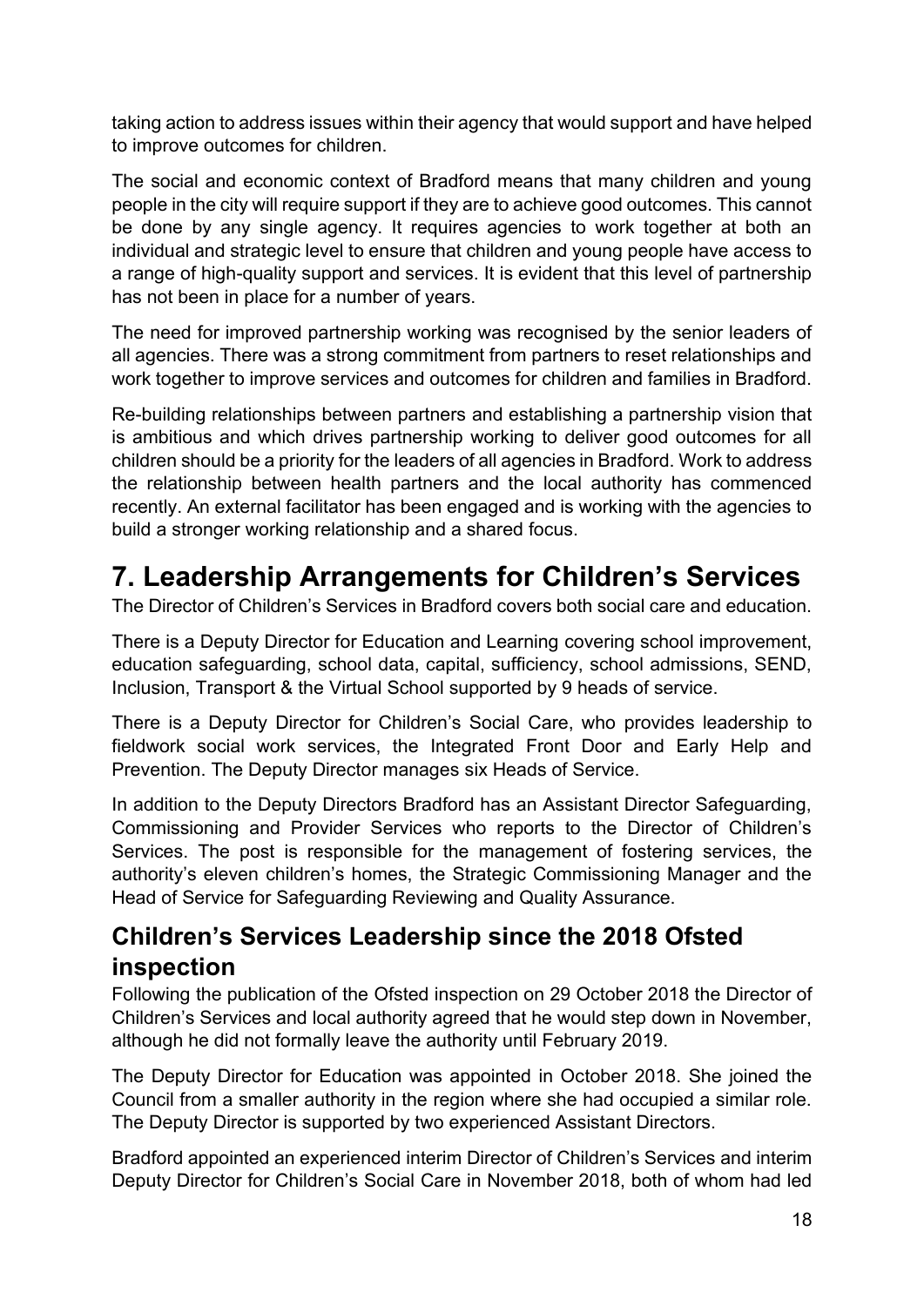taking action to address issues within their agency that would support and have helped to improve outcomes for children.

The social and economic context of Bradford means that many children and young people in the city will require support if they are to achieve good outcomes. This cannot be done by any single agency. It requires agencies to work together at both an individual and strategic level to ensure that children and young people have access to a range of high-quality support and services. It is evident that this level of partnership has not been in place for a number of years.

The need for improved partnership working was recognised by the senior leaders of all agencies. There was a strong commitment from partners to reset relationships and work together to improve services and outcomes for children and families in Bradford.

Re-building relationships between partners and establishing a partnership vision that is ambitious and which drives partnership working to deliver good outcomes for all children should be a priority for the leaders of all agencies in Bradford. Work to address the relationship between health partners and the local authority has commenced recently. An external facilitator has been engaged and is working with the agencies to build a stronger working relationship and a shared focus.

# 7. Leadership Arrangements for Children's Services

The Director of Children's Services in Bradford covers both social care and education.

There is a Deputy Director for Education and Learning covering school improvement, education safeguarding, school data, capital, sufficiency, school admissions, SEND, Inclusion, Transport & the Virtual School supported by 9 heads of service.

There is a Deputy Director for Children's Social Care, who provides leadership to fieldwork social work services, the Integrated Front Door and Early Help and Prevention. The Deputy Director manages six Heads of Service.

In addition to the Deputy Directors Bradford has an Assistant Director Safeguarding, Commissioning and Provider Services who reports to the Director of Children's Services. The post is responsible for the management of fostering services, the authority's eleven children's homes, the Strategic Commissioning Manager and the Head of Service for Safeguarding Reviewing and Quality Assurance.

## Children's Services Leadership since the 2018 Ofsted inspection

Following the publication of the Ofsted inspection on 29 October 2018 the Director of Children's Services and local authority agreed that he would step down in November, although he did not formally leave the authority until February 2019.

The Deputy Director for Education was appointed in October 2018. She joined the Council from a smaller authority in the region where she had occupied a similar role. The Deputy Director is supported by two experienced Assistant Directors.

Bradford appointed an experienced interim Director of Children's Services and interim Deputy Director for Children's Social Care in November 2018, both of whom had led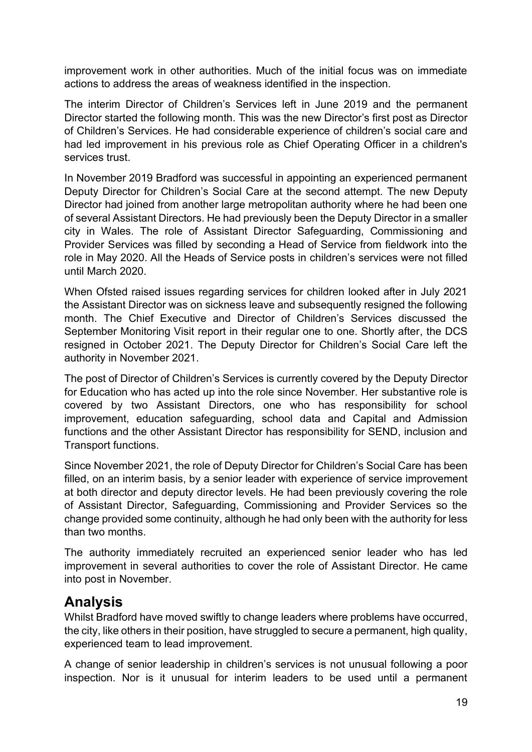improvement work in other authorities. Much of the initial focus was on immediate actions to address the areas of weakness identified in the inspection.

The interim Director of Children's Services left in June 2019 and the permanent Director started the following month. This was the new Director's first post as Director of Children's Services. He had considerable experience of children's social care and had led improvement in his previous role as Chief Operating Officer in a children's services trust.

In November 2019 Bradford was successful in appointing an experienced permanent Deputy Director for Children's Social Care at the second attempt. The new Deputy Director had joined from another large metropolitan authority where he had been one of several Assistant Directors. He had previously been the Deputy Director in a smaller city in Wales. The role of Assistant Director Safeguarding, Commissioning and Provider Services was filled by seconding a Head of Service from fieldwork into the role in May 2020. All the Heads of Service posts in children's services were not filled until March 2020.

When Ofsted raised issues regarding services for children looked after in July 2021 the Assistant Director was on sickness leave and subsequently resigned the following month. The Chief Executive and Director of Children's Services discussed the September Monitoring Visit report in their regular one to one. Shortly after, the DCS resigned in October 2021. The Deputy Director for Children's Social Care left the authority in November 2021.

The post of Director of Children's Services is currently covered by the Deputy Director for Education who has acted up into the role since November. Her substantive role is covered by two Assistant Directors, one who has responsibility for school improvement, education safeguarding, school data and Capital and Admission functions and the other Assistant Director has responsibility for SEND, inclusion and Transport functions.

Since November 2021, the role of Deputy Director for Children's Social Care has been filled, on an interim basis, by a senior leader with experience of service improvement at both director and deputy director levels. He had been previously covering the role of Assistant Director, Safeguarding, Commissioning and Provider Services so the change provided some continuity, although he had only been with the authority for less than two months.

The authority immediately recruited an experienced senior leader who has led improvement in several authorities to cover the role of Assistant Director. He came into post in November.

## Analysis

Whilst Bradford have moved swiftly to change leaders where problems have occurred, the city, like others in their position, have struggled to secure a permanent, high quality, experienced team to lead improvement.

A change of senior leadership in children's services is not unusual following a poor inspection. Nor is it unusual for interim leaders to be used until a permanent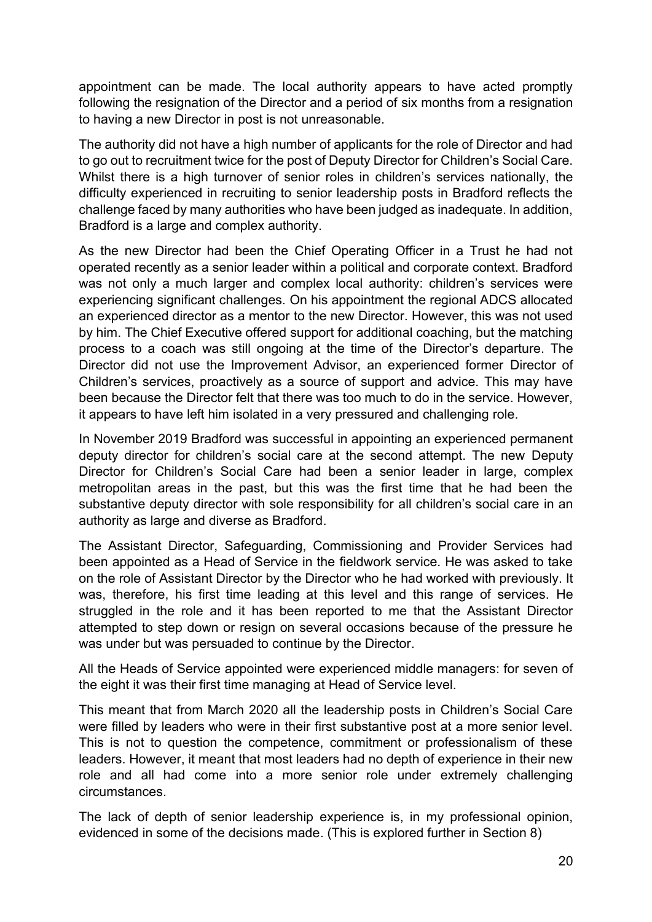appointment can be made. The local authority appears to have acted promptly following the resignation of the Director and a period of six months from a resignation to having a new Director in post is not unreasonable.

The authority did not have a high number of applicants for the role of Director and had to go out to recruitment twice for the post of Deputy Director for Children's Social Care. Whilst there is a high turnover of senior roles in children's services nationally, the difficulty experienced in recruiting to senior leadership posts in Bradford reflects the challenge faced by many authorities who have been judged as inadequate. In addition, Bradford is a large and complex authority.

As the new Director had been the Chief Operating Officer in a Trust he had not operated recently as a senior leader within a political and corporate context. Bradford was not only a much larger and complex local authority: children's services were experiencing significant challenges. On his appointment the regional ADCS allocated an experienced director as a mentor to the new Director. However, this was not used by him. The Chief Executive offered support for additional coaching, but the matching process to a coach was still ongoing at the time of the Director's departure. The Director did not use the Improvement Advisor, an experienced former Director of Children's services, proactively as a source of support and advice. This may have been because the Director felt that there was too much to do in the service. However, it appears to have left him isolated in a very pressured and challenging role.

In November 2019 Bradford was successful in appointing an experienced permanent deputy director for children's social care at the second attempt. The new Deputy Director for Children's Social Care had been a senior leader in large, complex metropolitan areas in the past, but this was the first time that he had been the substantive deputy director with sole responsibility for all children's social care in an authority as large and diverse as Bradford.

The Assistant Director, Safeguarding, Commissioning and Provider Services had been appointed as a Head of Service in the fieldwork service. He was asked to take on the role of Assistant Director by the Director who he had worked with previously. It was, therefore, his first time leading at this level and this range of services. He struggled in the role and it has been reported to me that the Assistant Director attempted to step down or resign on several occasions because of the pressure he was under but was persuaded to continue by the Director.

All the Heads of Service appointed were experienced middle managers: for seven of the eight it was their first time managing at Head of Service level.

This meant that from March 2020 all the leadership posts in Children's Social Care were filled by leaders who were in their first substantive post at a more senior level. This is not to question the competence, commitment or professionalism of these leaders. However, it meant that most leaders had no depth of experience in their new role and all had come into a more senior role under extremely challenging circumstances.

The lack of depth of senior leadership experience is, in my professional opinion, evidenced in some of the decisions made. (This is explored further in Section 8)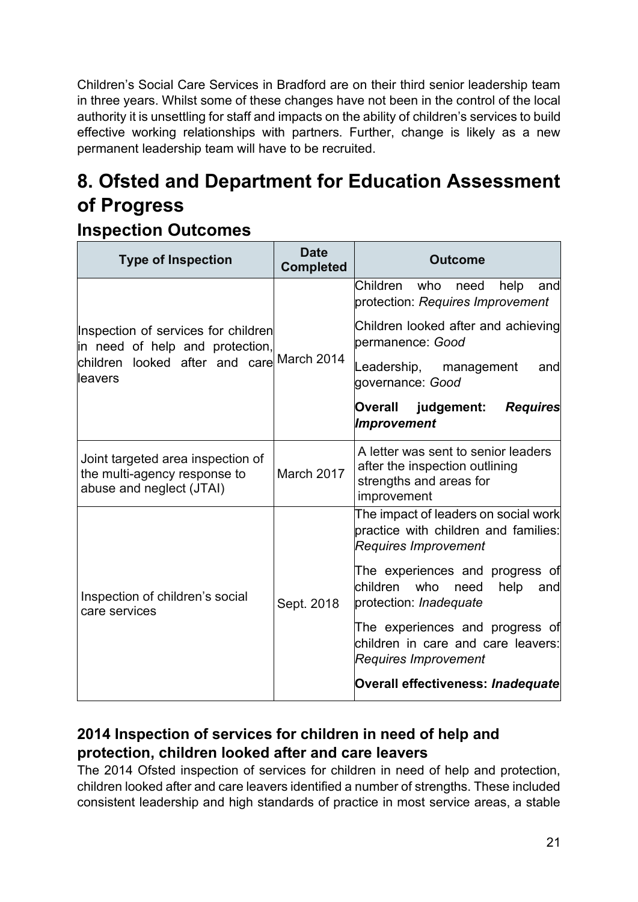Children's Social Care Services in Bradford are on their third senior leadership team in three years. Whilst some of these changes have not been in the control of the local authority it is unsettling for staff and impacts on the ability of children's services to build effective working relationships with partners. Further, change is likely as a new permanent leadership team will have to be recruited.

# 8. Ofsted and Department for Education Assessment of Progress

## Inspection Outcomes

| Type of Inspection | Date Completed | Outcome |
|---|---|---|
| Inspection of services for children in need of help and protection, children looked after and care leavers | March 2014 | Children who need help and protection: *Requires Improvement*<br><br>Children looked after and achieving permanence: *Good*<br><br>Leadership, management and governance: *Good*<br><br>**Overall judgement: *Requires Improvement*** |
| Joint targeted area inspection of the multi-agency response to abuse and neglect (JTAI) | March 2017 | A letter was sent to senior leaders after the inspection outlining strengths and areas for improvement |
| Inspection of children's social care services | Sept. 2018 | The impact of leaders on social work practice with children and families: *Requires Improvement*<br><br>The experiences and progress of children who need help and protection: *Inadequate*<br><br>The experiences and progress of children in care and care leavers: *Requires Improvement*<br><br>**Overall effectiveness: *Inadequate*** |

### 2014 Inspection of services for children in need of help and protection, children looked after and care leavers

The 2014 Ofsted inspection of services for children in need of help and protection, children looked after and care leavers identified a number of strengths. These included consistent leadership and high standards of practice in most service areas, a stable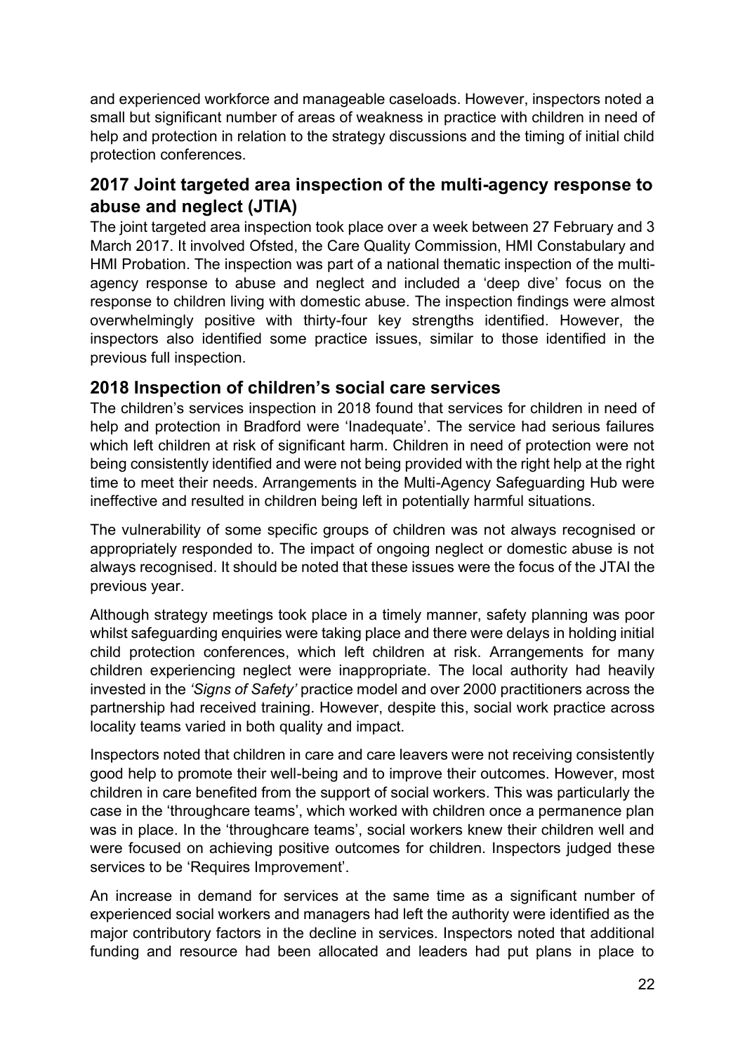and experienced workforce and manageable caseloads. However, inspectors noted a small but significant number of areas of weakness in practice with children in need of help and protection in relation to the strategy discussions and the timing of initial child protection conferences.

## 2017 Joint targeted area inspection of the multi-agency response to abuse and neglect (JTIA)

The joint targeted area inspection took place over a week between 27 February and 3 March 2017. It involved Ofsted, the Care Quality Commission, HMI Constabulary and HMI Probation. The inspection was part of a national thematic inspection of the multi-agency response to abuse and neglect and included a 'deep dive' focus on the response to children living with domestic abuse. The inspection findings were almost overwhelmingly positive with thirty-four key strengths identified. However, the inspectors also identified some practice issues, similar to those identified in the previous full inspection.

## 2018 Inspection of children's social care services

The children's services inspection in 2018 found that services for children in need of help and protection in Bradford were 'Inadequate'. The service had serious failures which left children at risk of significant harm. Children in need of protection were not being consistently identified and were not being provided with the right help at the right time to meet their needs. Arrangements in the Multi-Agency Safeguarding Hub were ineffective and resulted in children being left in potentially harmful situations.

The vulnerability of some specific groups of children was not always recognised or appropriately responded to. The impact of ongoing neglect or domestic abuse is not always recognised. It should be noted that these issues were the focus of the JTAI the previous year.

Although strategy meetings took place in a timely manner, safety planning was poor whilst safeguarding enquiries were taking place and there were delays in holding initial child protection conferences, which left children at risk. Arrangements for many children experiencing neglect were inappropriate. The local authority had heavily invested in the *'Signs of Safety'* practice model and over 2000 practitioners across the partnership had received training. However, despite this, social work practice across locality teams varied in both quality and impact.

Inspectors noted that children in care and care leavers were not receiving consistently good help to promote their well-being and to improve their outcomes. However, most children in care benefited from the support of social workers. This was particularly the case in the 'throughcare teams', which worked with children once a permanence plan was in place. In the 'throughcare teams', social workers knew their children well and were focused on achieving positive outcomes for children. Inspectors judged these services to be 'Requires Improvement'.

An increase in demand for services at the same time as a significant number of experienced social workers and managers had left the authority were identified as the major contributory factors in the decline in services. Inspectors noted that additional funding and resource had been allocated and leaders had put plans in place to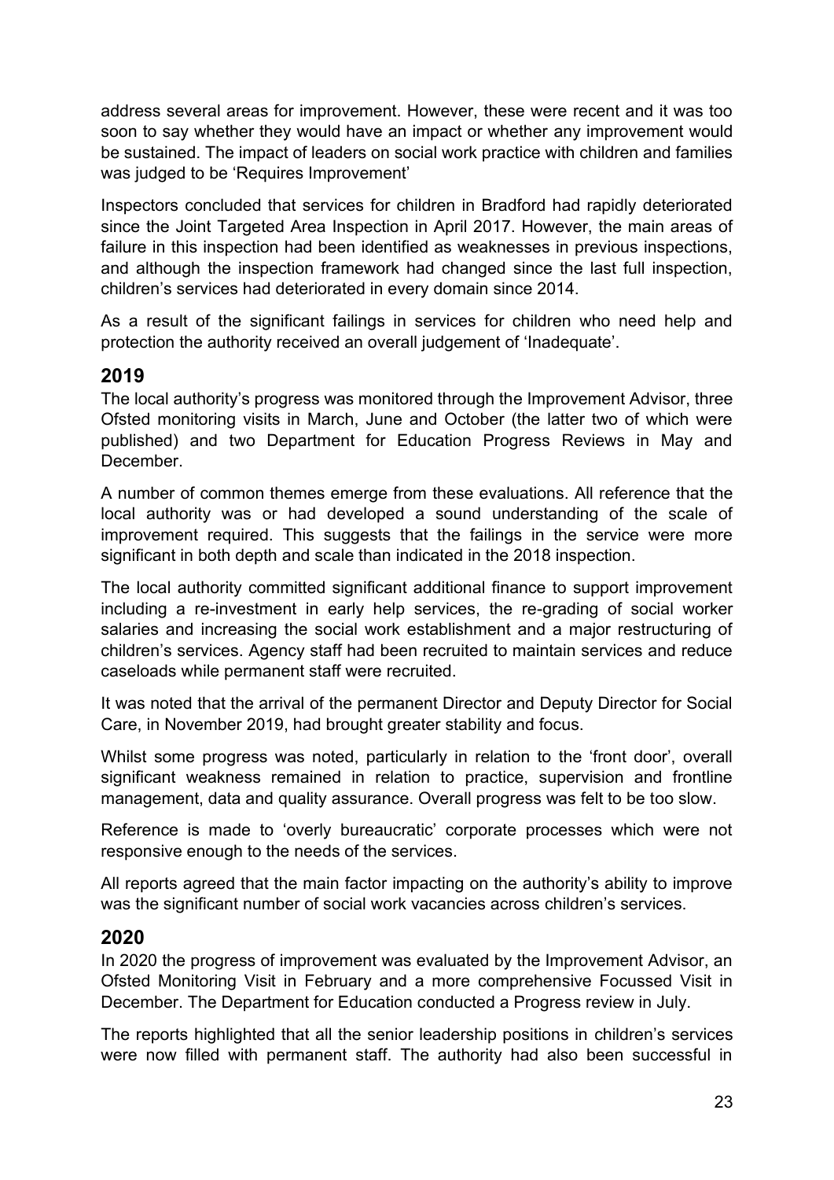address several areas for improvement. However, these were recent and it was too soon to say whether they would have an impact or whether any improvement would be sustained. The impact of leaders on social work practice with children and families was judged to be 'Requires Improvement'

Inspectors concluded that services for children in Bradford had rapidly deteriorated since the Joint Targeted Area Inspection in April 2017. However, the main areas of failure in this inspection had been identified as weaknesses in previous inspections, and although the inspection framework had changed since the last full inspection, children's services had deteriorated in every domain since 2014.

As a result of the significant failings in services for children who need help and protection the authority received an overall judgement of 'Inadequate'.

## 2019

The local authority's progress was monitored through the Improvement Advisor, three Ofsted monitoring visits in March, June and October (the latter two of which were published) and two Department for Education Progress Reviews in May and December.

A number of common themes emerge from these evaluations. All reference that the local authority was or had developed a sound understanding of the scale of improvement required. This suggests that the failings in the service were more significant in both depth and scale than indicated in the 2018 inspection.

The local authority committed significant additional finance to support improvement including a re-investment in early help services, the re-grading of social worker salaries and increasing the social work establishment and a major restructuring of children's services. Agency staff had been recruited to maintain services and reduce caseloads while permanent staff were recruited.

It was noted that the arrival of the permanent Director and Deputy Director for Social Care, in November 2019, had brought greater stability and focus.

Whilst some progress was noted, particularly in relation to the 'front door', overall significant weakness remained in relation to practice, supervision and frontline management, data and quality assurance. Overall progress was felt to be too slow.

Reference is made to 'overly bureaucratic' corporate processes which were not responsive enough to the needs of the services.

All reports agreed that the main factor impacting on the authority's ability to improve was the significant number of social work vacancies across children's services.

## 2020

In 2020 the progress of improvement was evaluated by the Improvement Advisor, an Ofsted Monitoring Visit in February and a more comprehensive Focussed Visit in December. The Department for Education conducted a Progress review in July.

The reports highlighted that all the senior leadership positions in children's services were now filled with permanent staff. The authority had also been successful in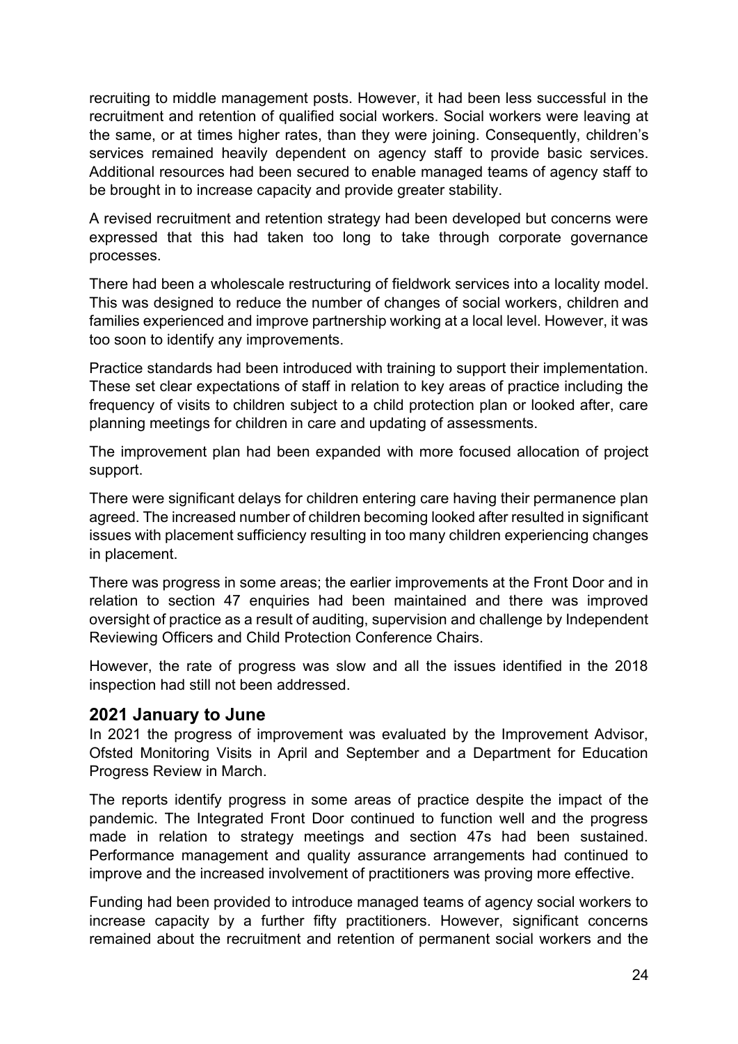recruiting to middle management posts. However, it had been less successful in the recruitment and retention of qualified social workers. Social workers were leaving at the same, or at times higher rates, than they were joining. Consequently, children's services remained heavily dependent on agency staff to provide basic services. Additional resources had been secured to enable managed teams of agency staff to be brought in to increase capacity and provide greater stability.

A revised recruitment and retention strategy had been developed but concerns were expressed that this had taken too long to take through corporate governance processes.

There had been a wholescale restructuring of fieldwork services into a locality model. This was designed to reduce the number of changes of social workers, children and families experienced and improve partnership working at a local level. However, it was too soon to identify any improvements.

Practice standards had been introduced with training to support their implementation. These set clear expectations of staff in relation to key areas of practice including the frequency of visits to children subject to a child protection plan or looked after, care planning meetings for children in care and updating of assessments.

The improvement plan had been expanded with more focused allocation of project support.

There were significant delays for children entering care having their permanence plan agreed. The increased number of children becoming looked after resulted in significant issues with placement sufficiency resulting in too many children experiencing changes in placement.

There was progress in some areas; the earlier improvements at the Front Door and in relation to section 47 enquiries had been maintained and there was improved oversight of practice as a result of auditing, supervision and challenge by Independent Reviewing Officers and Child Protection Conference Chairs.

However, the rate of progress was slow and all the issues identified in the 2018 inspection had still not been addressed.

## 2021 January to June

In 2021 the progress of improvement was evaluated by the Improvement Advisor, Ofsted Monitoring Visits in April and September and a Department for Education Progress Review in March.

The reports identify progress in some areas of practice despite the impact of the pandemic. The Integrated Front Door continued to function well and the progress made in relation to strategy meetings and section 47s had been sustained. Performance management and quality assurance arrangements had continued to improve and the increased involvement of practitioners was proving more effective.

Funding had been provided to introduce managed teams of agency social workers to increase capacity by a further fifty practitioners. However, significant concerns remained about the recruitment and retention of permanent social workers and the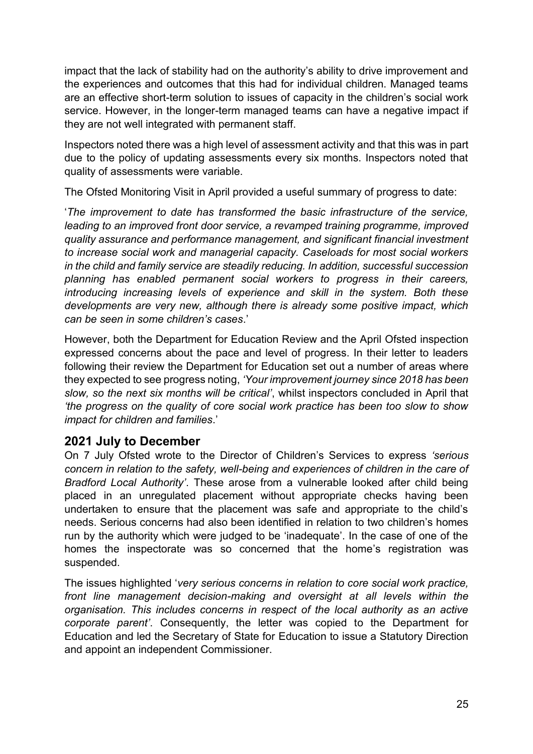impact that the lack of stability had on the authority's ability to drive improvement and the experiences and outcomes that this had for individual children. Managed teams are an effective short-term solution to issues of capacity in the children's social work service. However, in the longer-term managed teams can have a negative impact if they are not well integrated with permanent staff.

Inspectors noted there was a high level of assessment activity and that this was in part due to the policy of updating assessments every six months. Inspectors noted that quality of assessments were variable.

The Ofsted Monitoring Visit in April provided a useful summary of progress to date:

'*The improvement to date has transformed the basic infrastructure of the service, leading to an improved front door service, a revamped training programme, improved quality assurance and performance management, and significant financial investment to increase social work and managerial capacity. Caseloads for most social workers in the child and family service are steadily reducing. In addition, successful succession planning has enabled permanent social workers to progress in their careers, introducing increasing levels of experience and skill in the system. Both these developments are very new, although there is already some positive impact, which can be seen in some children's cases*.'

However, both the Department for Education Review and the April Ofsted inspection expressed concerns about the pace and level of progress. In their letter to leaders following their review the Department for Education set out a number of areas where they expected to see progress noting, *'Your improvement journey since 2018 has been slow, so the next six months will be critical'*, whilst inspectors concluded in April that *'the progress on the quality of core social work practice has been too slow to show impact for children and families*.'

## 2021 July to December

On 7 July Ofsted wrote to the Director of Children's Services to express *'serious concern in relation to the safety, well-being and experiences of children in the care of Bradford Local Authority'*. These arose from a vulnerable looked after child being placed in an unregulated placement without appropriate checks having been undertaken to ensure that the placement was safe and appropriate to the child's needs. Serious concerns had also been identified in relation to two children's homes run by the authority which were judged to be 'inadequate'. In the case of one of the homes the inspectorate was so concerned that the home's registration was suspended.

The issues highlighted '*very serious concerns in relation to core social work practice, front line management decision-making and oversight at all levels within the organisation. This includes concerns in respect of the local authority as an active corporate parent'*. Consequently, the letter was copied to the Department for Education and led the Secretary of State for Education to issue a Statutory Direction and appoint an independent Commissioner.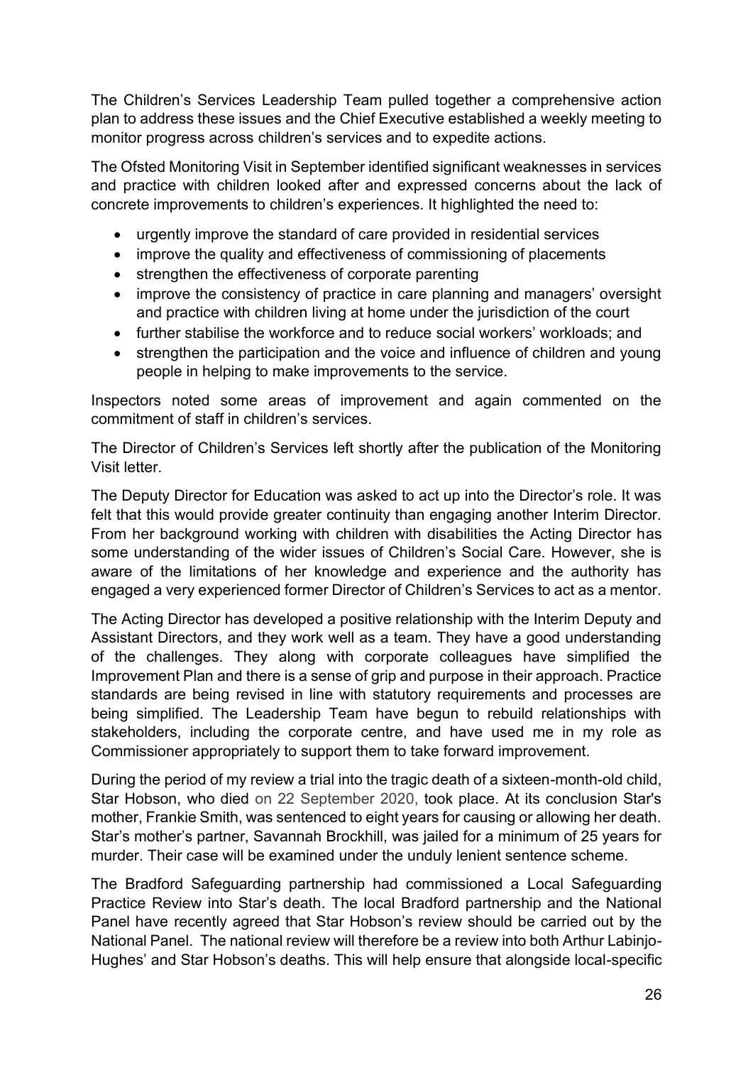The Children's Services Leadership Team pulled together a comprehensive action plan to address these issues and the Chief Executive established a weekly meeting to monitor progress across children's services and to expedite actions.

The Ofsted Monitoring Visit in September identified significant weaknesses in services and practice with children looked after and expressed concerns about the lack of concrete improvements to children's experiences. It highlighted the need to:

- urgently improve the standard of care provided in residential services
- improve the quality and effectiveness of commissioning of placements
- strengthen the effectiveness of corporate parenting
- improve the consistency of practice in care planning and managers' oversight and practice with children living at home under the jurisdiction of the court
- further stabilise the workforce and to reduce social workers' workloads; and
- strengthen the participation and the voice and influence of children and young people in helping to make improvements to the service.

Inspectors noted some areas of improvement and again commented on the commitment of staff in children's services.

The Director of Children's Services left shortly after the publication of the Monitoring Visit letter.

The Deputy Director for Education was asked to act up into the Director's role. It was felt that this would provide greater continuity than engaging another Interim Director. From her background working with children with disabilities the Acting Director has some understanding of the wider issues of Children's Social Care. However, she is aware of the limitations of her knowledge and experience and the authority has engaged a very experienced former Director of Children's Services to act as a mentor.

The Acting Director has developed a positive relationship with the Interim Deputy and Assistant Directors, and they work well as a team. They have a good understanding of the challenges. They along with corporate colleagues have simplified the Improvement Plan and there is a sense of grip and purpose in their approach. Practice standards are being revised in line with statutory requirements and processes are being simplified. The Leadership Team have begun to rebuild relationships with stakeholders, including the corporate centre, and have used me in my role as Commissioner appropriately to support them to take forward improvement.

During the period of my review a trial into the tragic death of a sixteen-month-old child, Star Hobson, who died on 22 September 2020, took place. At its conclusion Star's mother, Frankie Smith, was sentenced to eight years for causing or allowing her death. Star's mother's partner, Savannah Brockhill, was jailed for a minimum of 25 years for murder. Their case will be examined under the unduly lenient sentence scheme.

The Bradford Safeguarding partnership had commissioned a Local Safeguarding Practice Review into Star's death. The local Bradford partnership and the National Panel have recently agreed that Star Hobson's review should be carried out by the National Panel. The national review will therefore be a review into both Arthur Labinjo-Hughes' and Star Hobson's deaths. This will help ensure that alongside local-specific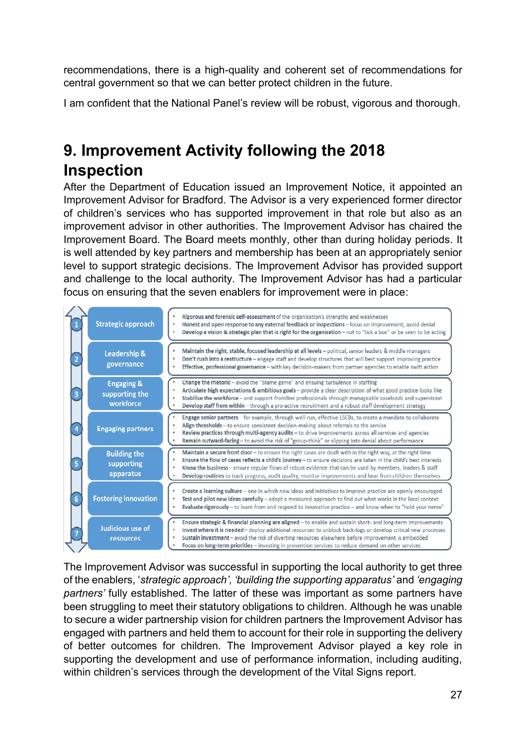recommendations, there is a high-quality and coherent set of recommendations for central government so that we can better protect children in the future.

I am confident that the National Panel's review will be robust, vigorous and thorough.

# 9. Improvement Activity following the 2018 Inspection

After the Department of Education issued an Improvement Notice, it appointed an Improvement Advisor for Bradford. The Advisor is a very experienced former director of children's services who has supported improvement in that role but also as an improvement advisor in other authorities. The Improvement Advisor has chaired the Improvement Board. The Board meets monthly, other than during holiday periods. It is well attended by key partners and membership has been at an appropriately senior level to support strategic decisions. The Improvement Advisor has provided support and challenge to the local authority. The Improvement Advisor has had a particular focus on ensuring that the seven enablers for improvement were in place:

| | Enabler | Description |
|---|---|---|
| 1 | Strategic approach | • **Rigorous and forensic self-assessment** of the organisation's strengths and weaknesses<br>• **Honest and open response to any external feedback or inspections** – focus on improvement, avoid denial<br>• **Develop a vision & strategic plan that is right for the organisation** – not to "tick a box" or be seen to be acting |
| 2 | Leadership & governance | • **Maintain the right, stable, focused leadership at all levels** – political, senior leaders & middle managers<br>• **Don't rush into a restructure** – engage staff and develop structures that will best support improving practice<br>• **Effective, professional governance** – with key decision-makers from partner agencies to enable swift action |
| 3 | Engaging & supporting the workforce | • **Change the rhetoric** – avoid the "blame game" and ensuing turbulence in staffing<br>• **Articulate high expectations & ambitious goals** – provide a clear description of what good practice looks like<br>• **Stabilise the workforce** – and support frontline professionals through manageable caseloads and supervision<br>• **Develop staff from within** – through a pro-active recruitment and a robust staff development strategy |
| 4 | Engaging partners | • **Engage senior partners** – for example, through well-run, effective LSCBs, to create a mandate to collaborate<br>• **Align thresholds** – to ensure consistent decision-making about referrals to the service<br>• **Review practices through multi-agency audits** – to drive improvements across all services and agencies<br>• **Remain outward-facing** – to avoid the risk of "group-think" or slipping into denial about performance |
| 5 | Building the supporting apparatus | • **Maintain a secure front door** – to ensure the right cases are dealt with in the right way, at the right time<br>• **Ensure the flow of cases reflects a child's journey** – to ensure decisions are taken in the child's best interests<br>• **Know the business** – ensure regular flows of robust evidence that can be used by members, leaders & staff<br>• **Develop routines** to track progress, audit quality, monitor improvements and hear from children themselves |
| 6 | Fostering innovation | • **Create a learning culture** – one in which new ideas and initiatives to improve practice are openly encouraged<br>• **Test and pilot new ideas carefully** – adopt a measured approach to find out what works in the local context<br>• **Evaluate rigorously** – to learn from and respond to innovative practice – and know when to "hold your nerve" |
| 7 | Judicious use of resources | • **Ensure strategic & financial planning are aligned** – to enable and sustain short- and long-term improvements<br>• **Invest where it is needed** – deploy additional resources to unblock back-logs or develop critical new processes<br>• **Sustain investment** – avoid the risk of diverting resources elsewhere before improvement is embedded<br>• **Focus on long-term priorities** – investing in prevention services to reduce demand on other services |

The Improvement Advisor was successful in supporting the local authority to get three of the enablers, '*strategic approach', 'building the supporting apparatus'* and *'engaging partners'* fully established. The latter of these was important as some partners have been struggling to meet their statutory obligations to children. Although he was unable to secure a wider partnership vision for children partners the Improvement Advisor has engaged with partners and held them to account for their role in supporting the delivery of better outcomes for children. The Improvement Advisor played a key role in supporting the development and use of performance information, including auditing, within children's services through the development of the Vital Signs report.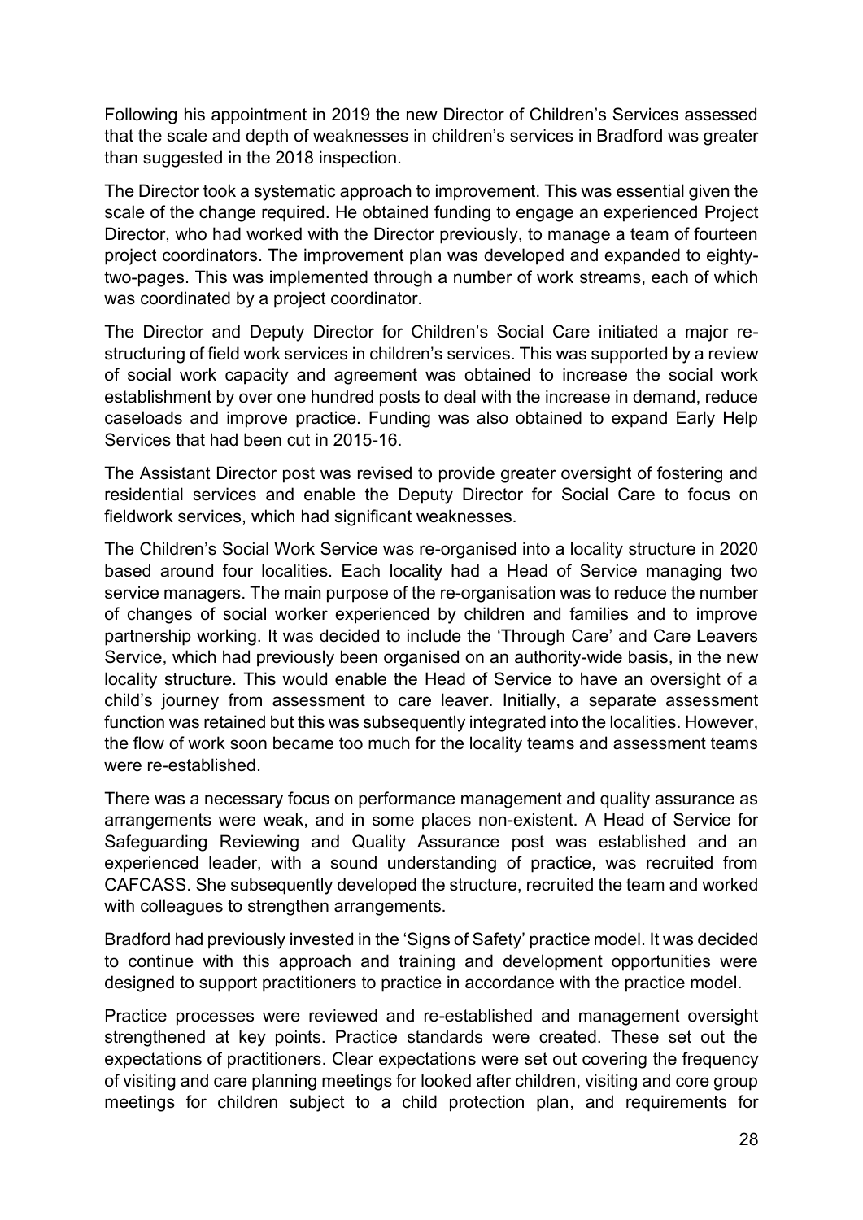Following his appointment in 2019 the new Director of Children's Services assessed that the scale and depth of weaknesses in children's services in Bradford was greater than suggested in the 2018 inspection.

The Director took a systematic approach to improvement. This was essential given the scale of the change required. He obtained funding to engage an experienced Project Director, who had worked with the Director previously, to manage a team of fourteen project coordinators. The improvement plan was developed and expanded to eighty-two-pages. This was implemented through a number of work streams, each of which was coordinated by a project coordinator.

The Director and Deputy Director for Children's Social Care initiated a major re-structuring of field work services in children's services. This was supported by a review of social work capacity and agreement was obtained to increase the social work establishment by over one hundred posts to deal with the increase in demand, reduce caseloads and improve practice. Funding was also obtained to expand Early Help Services that had been cut in 2015-16.

The Assistant Director post was revised to provide greater oversight of fostering and residential services and enable the Deputy Director for Social Care to focus on fieldwork services, which had significant weaknesses.

The Children's Social Work Service was re-organised into a locality structure in 2020 based around four localities. Each locality had a Head of Service managing two service managers. The main purpose of the re-organisation was to reduce the number of changes of social worker experienced by children and families and to improve partnership working. It was decided to include the 'Through Care' and Care Leavers Service, which had previously been organised on an authority-wide basis, in the new locality structure. This would enable the Head of Service to have an oversight of a child's journey from assessment to care leaver. Initially, a separate assessment function was retained but this was subsequently integrated into the localities. However, the flow of work soon became too much for the locality teams and assessment teams were re-established.

There was a necessary focus on performance management and quality assurance as arrangements were weak, and in some places non-existent. A Head of Service for Safeguarding Reviewing and Quality Assurance post was established and an experienced leader, with a sound understanding of practice, was recruited from CAFCASS. She subsequently developed the structure, recruited the team and worked with colleagues to strengthen arrangements.

Bradford had previously invested in the 'Signs of Safety' practice model. It was decided to continue with this approach and training and development opportunities were designed to support practitioners to practice in accordance with the practice model.

Practice processes were reviewed and re-established and management oversight strengthened at key points. Practice standards were created. These set out the expectations of practitioners. Clear expectations were set out covering the frequency of visiting and care planning meetings for looked after children, visiting and core group meetings for children subject to a child protection plan, and requirements for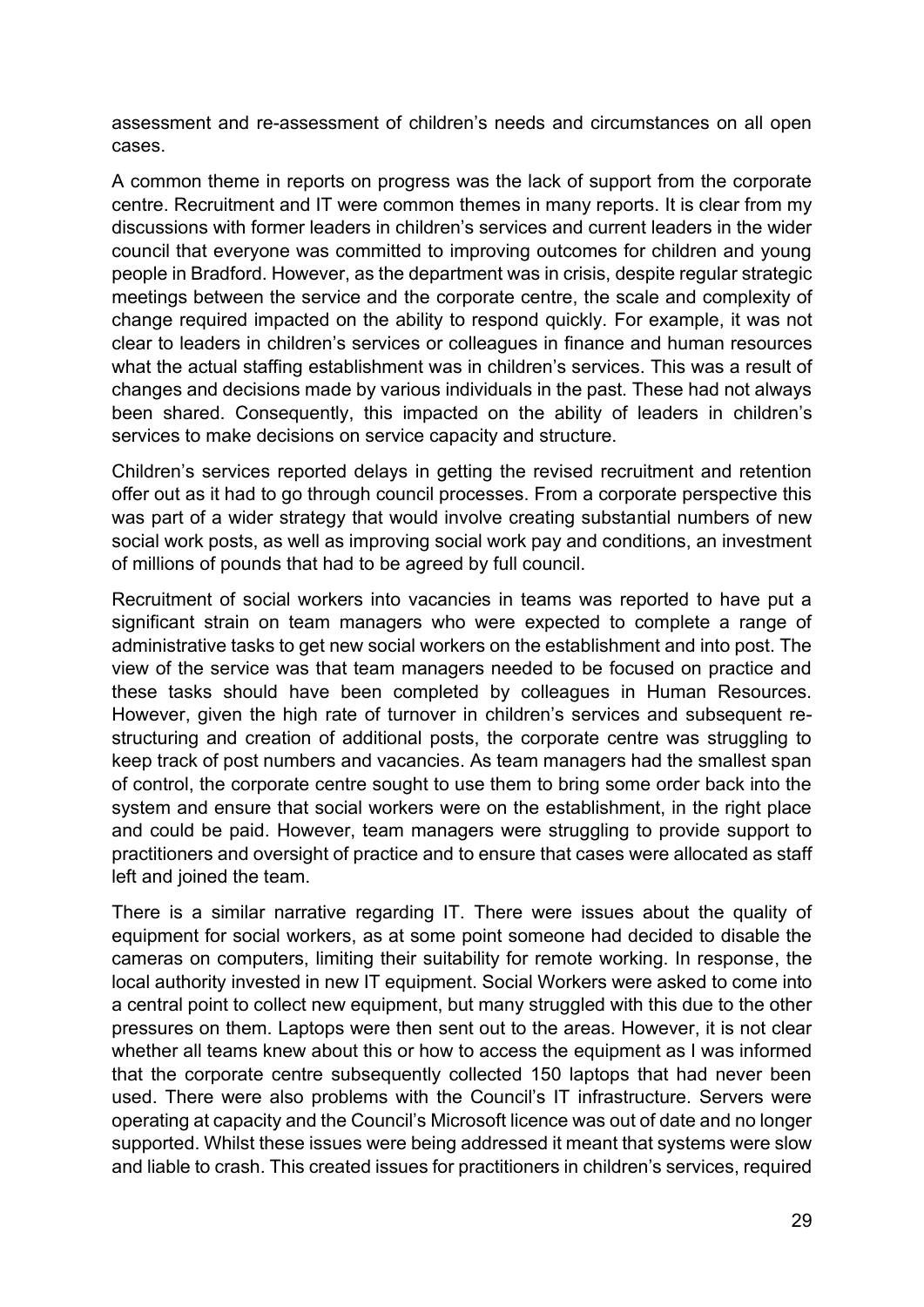assessment and re-assessment of children's needs and circumstances on all open cases.

A common theme in reports on progress was the lack of support from the corporate centre. Recruitment and IT were common themes in many reports. It is clear from my discussions with former leaders in children's services and current leaders in the wider council that everyone was committed to improving outcomes for children and young people in Bradford. However, as the department was in crisis, despite regular strategic meetings between the service and the corporate centre, the scale and complexity of change required impacted on the ability to respond quickly. For example, it was not clear to leaders in children's services or colleagues in finance and human resources what the actual staffing establishment was in children's services. This was a result of changes and decisions made by various individuals in the past. These had not always been shared. Consequently, this impacted on the ability of leaders in children's services to make decisions on service capacity and structure.

Children's services reported delays in getting the revised recruitment and retention offer out as it had to go through council processes. From a corporate perspective this was part of a wider strategy that would involve creating substantial numbers of new social work posts, as well as improving social work pay and conditions, an investment of millions of pounds that had to be agreed by full council.

Recruitment of social workers into vacancies in teams was reported to have put a significant strain on team managers who were expected to complete a range of administrative tasks to get new social workers on the establishment and into post. The view of the service was that team managers needed to be focused on practice and these tasks should have been completed by colleagues in Human Resources. However, given the high rate of turnover in children's services and subsequent re-structuring and creation of additional posts, the corporate centre was struggling to keep track of post numbers and vacancies. As team managers had the smallest span of control, the corporate centre sought to use them to bring some order back into the system and ensure that social workers were on the establishment, in the right place and could be paid. However, team managers were struggling to provide support to practitioners and oversight of practice and to ensure that cases were allocated as staff left and joined the team.

There is a similar narrative regarding IT. There were issues about the quality of equipment for social workers, as at some point someone had decided to disable the cameras on computers, limiting their suitability for remote working. In response, the local authority invested in new IT equipment. Social Workers were asked to come into a central point to collect new equipment, but many struggled with this due to the other pressures on them. Laptops were then sent out to the areas. However, it is not clear whether all teams knew about this or how to access the equipment as I was informed that the corporate centre subsequently collected 150 laptops that had never been used. There were also problems with the Council's IT infrastructure. Servers were operating at capacity and the Council's Microsoft licence was out of date and no longer supported. Whilst these issues were being addressed it meant that systems were slow and liable to crash. This created issues for practitioners in children's services, required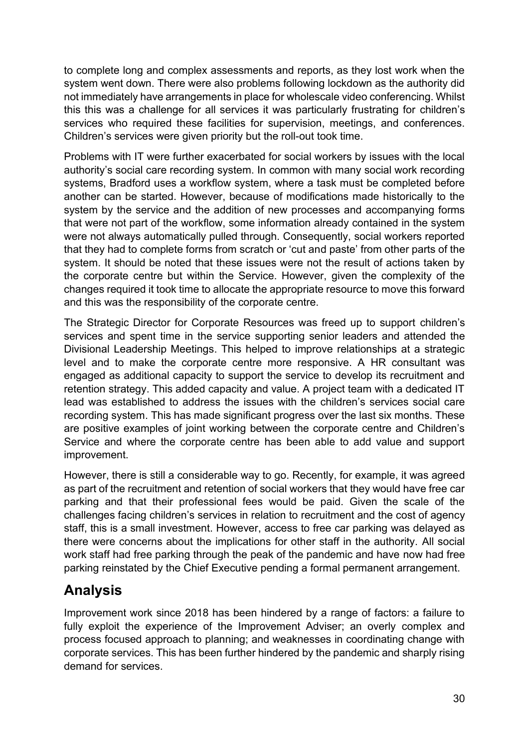to complete long and complex assessments and reports, as they lost work when the system went down. There were also problems following lockdown as the authority did not immediately have arrangements in place for wholescale video conferencing. Whilst this this was a challenge for all services it was particularly frustrating for children's services who required these facilities for supervision, meetings, and conferences. Children's services were given priority but the roll-out took time.

Problems with IT were further exacerbated for social workers by issues with the local authority's social care recording system. In common with many social work recording systems, Bradford uses a workflow system, where a task must be completed before another can be started. However, because of modifications made historically to the system by the service and the addition of new processes and accompanying forms that were not part of the workflow, some information already contained in the system were not always automatically pulled through. Consequently, social workers reported that they had to complete forms from scratch or 'cut and paste' from other parts of the system. It should be noted that these issues were not the result of actions taken by the corporate centre but within the Service. However, given the complexity of the changes required it took time to allocate the appropriate resource to move this forward and this was the responsibility of the corporate centre.

The Strategic Director for Corporate Resources was freed up to support children's services and spent time in the service supporting senior leaders and attended the Divisional Leadership Meetings. This helped to improve relationships at a strategic level and to make the corporate centre more responsive. A HR consultant was engaged as additional capacity to support the service to develop its recruitment and retention strategy. This added capacity and value. A project team with a dedicated IT lead was established to address the issues with the children's services social care recording system. This has made significant progress over the last six months. These are positive examples of joint working between the corporate centre and Children's Service and where the corporate centre has been able to add value and support improvement.

However, there is still a considerable way to go. Recently, for example, it was agreed as part of the recruitment and retention of social workers that they would have free car parking and that their professional fees would be paid. Given the scale of the challenges facing children's services in relation to recruitment and the cost of agency staff, this is a small investment. However, access to free car parking was delayed as there were concerns about the implications for other staff in the authority. All social work staff had free parking through the peak of the pandemic and have now had free parking reinstated by the Chief Executive pending a formal permanent arrangement.

## Analysis

Improvement work since 2018 has been hindered by a range of factors: a failure to fully exploit the experience of the Improvement Adviser; an overly complex and process focused approach to planning; and weaknesses in coordinating change with corporate services. This has been further hindered by the pandemic and sharply rising demand for services.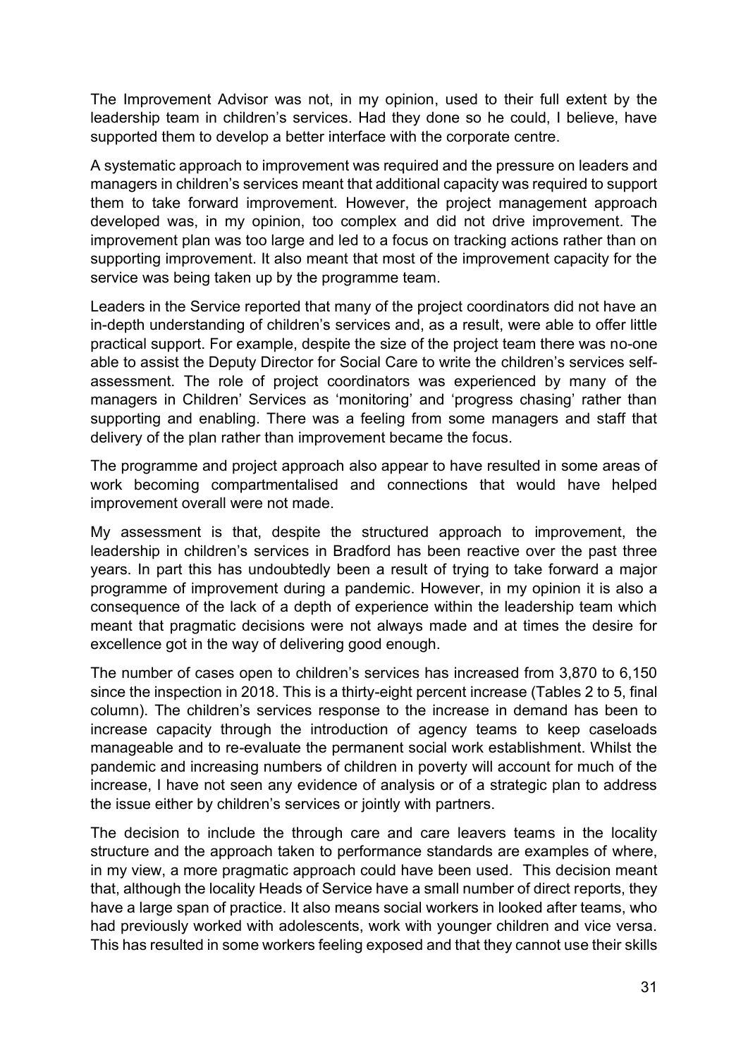The Improvement Advisor was not, in my opinion, used to their full extent by the leadership team in children's services. Had they done so he could, I believe, have supported them to develop a better interface with the corporate centre.

A systematic approach to improvement was required and the pressure on leaders and managers in children's services meant that additional capacity was required to support them to take forward improvement. However, the project management approach developed was, in my opinion, too complex and did not drive improvement. The improvement plan was too large and led to a focus on tracking actions rather than on supporting improvement. It also meant that most of the improvement capacity for the service was being taken up by the programme team.

Leaders in the Service reported that many of the project coordinators did not have an in-depth understanding of children's services and, as a result, were able to offer little practical support. For example, despite the size of the project team there was no-one able to assist the Deputy Director for Social Care to write the children's services self-assessment. The role of project coordinators was experienced by many of the managers in Children' Services as 'monitoring' and 'progress chasing' rather than supporting and enabling. There was a feeling from some managers and staff that delivery of the plan rather than improvement became the focus.

The programme and project approach also appear to have resulted in some areas of work becoming compartmentalised and connections that would have helped improvement overall were not made.

My assessment is that, despite the structured approach to improvement, the leadership in children's services in Bradford has been reactive over the past three years. In part this has undoubtedly been a result of trying to take forward a major programme of improvement during a pandemic. However, in my opinion it is also a consequence of the lack of a depth of experience within the leadership team which meant that pragmatic decisions were not always made and at times the desire for excellence got in the way of delivering good enough.

The number of cases open to children's services has increased from 3,870 to 6,150 since the inspection in 2018. This is a thirty-eight percent increase (Tables 2 to 5, final column). The children's services response to the increase in demand has been to increase capacity through the introduction of agency teams to keep caseloads manageable and to re-evaluate the permanent social work establishment. Whilst the pandemic and increasing numbers of children in poverty will account for much of the increase, I have not seen any evidence of analysis or of a strategic plan to address the issue either by children's services or jointly with partners.

The decision to include the through care and care leavers teams in the locality structure and the approach taken to performance standards are examples of where, in my view, a more pragmatic approach could have been used. This decision meant that, although the locality Heads of Service have a small number of direct reports, they have a large span of practice. It also means social workers in looked after teams, who had previously worked with adolescents, work with younger children and vice versa. This has resulted in some workers feeling exposed and that they cannot use their skills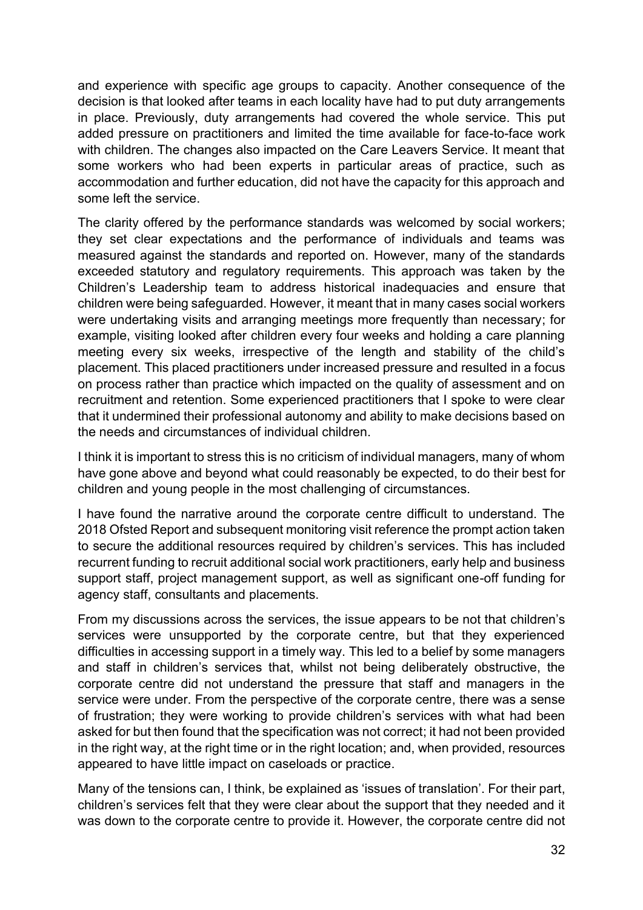and experience with specific age groups to capacity. Another consequence of the decision is that looked after teams in each locality have had to put duty arrangements in place. Previously, duty arrangements had covered the whole service. This put added pressure on practitioners and limited the time available for face-to-face work with children. The changes also impacted on the Care Leavers Service. It meant that some workers who had been experts in particular areas of practice, such as accommodation and further education, did not have the capacity for this approach and some left the service.

The clarity offered by the performance standards was welcomed by social workers; they set clear expectations and the performance of individuals and teams was measured against the standards and reported on. However, many of the standards exceeded statutory and regulatory requirements. This approach was taken by the Children's Leadership team to address historical inadequacies and ensure that children were being safeguarded. However, it meant that in many cases social workers were undertaking visits and arranging meetings more frequently than necessary; for example, visiting looked after children every four weeks and holding a care planning meeting every six weeks, irrespective of the length and stability of the child's placement. This placed practitioners under increased pressure and resulted in a focus on process rather than practice which impacted on the quality of assessment and on recruitment and retention. Some experienced practitioners that I spoke to were clear that it undermined their professional autonomy and ability to make decisions based on the needs and circumstances of individual children.

I think it is important to stress this is no criticism of individual managers, many of whom have gone above and beyond what could reasonably be expected, to do their best for children and young people in the most challenging of circumstances.

I have found the narrative around the corporate centre difficult to understand. The 2018 Ofsted Report and subsequent monitoring visit reference the prompt action taken to secure the additional resources required by children's services. This has included recurrent funding to recruit additional social work practitioners, early help and business support staff, project management support, as well as significant one-off funding for agency staff, consultants and placements.

From my discussions across the services, the issue appears to be not that children's services were unsupported by the corporate centre, but that they experienced difficulties in accessing support in a timely way. This led to a belief by some managers and staff in children's services that, whilst not being deliberately obstructive, the corporate centre did not understand the pressure that staff and managers in the service were under. From the perspective of the corporate centre, there was a sense of frustration; they were working to provide children's services with what had been asked for but then found that the specification was not correct; it had not been provided in the right way, at the right time or in the right location; and, when provided, resources appeared to have little impact on caseloads or practice.

Many of the tensions can, I think, be explained as 'issues of translation'. For their part, children's services felt that they were clear about the support that they needed and it was down to the corporate centre to provide it. However, the corporate centre did not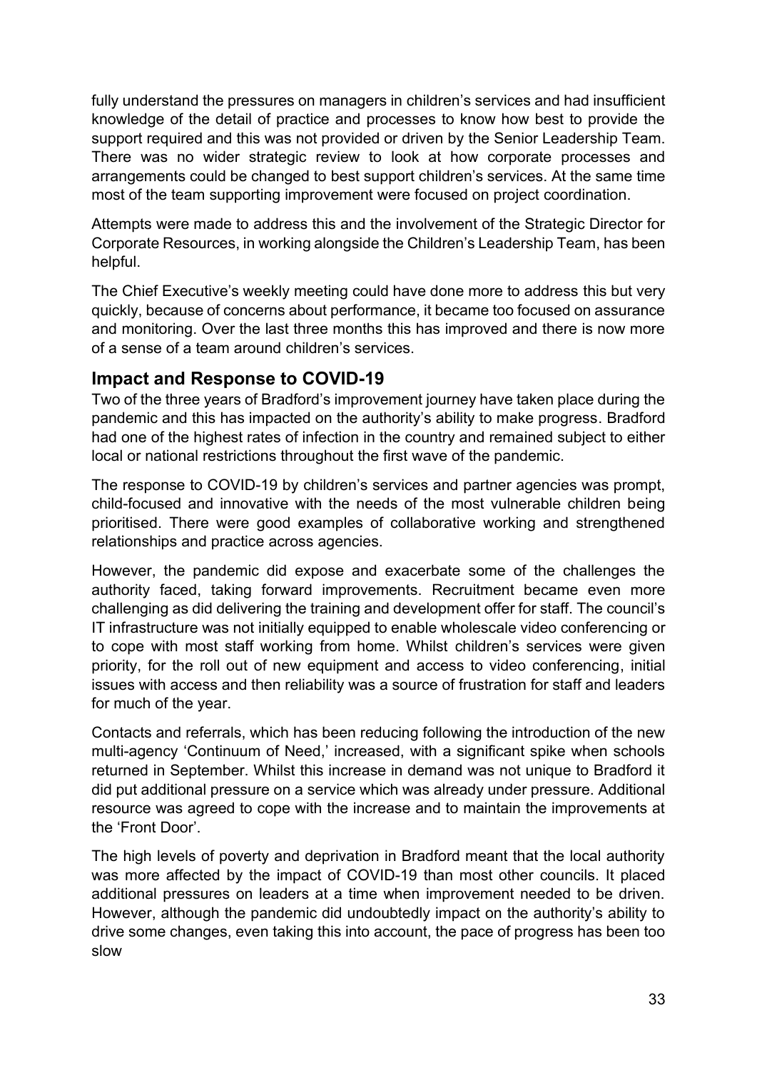fully understand the pressures on managers in children's services and had insufficient knowledge of the detail of practice and processes to know how best to provide the support required and this was not provided or driven by the Senior Leadership Team. There was no wider strategic review to look at how corporate processes and arrangements could be changed to best support children's services. At the same time most of the team supporting improvement were focused on project coordination.

Attempts were made to address this and the involvement of the Strategic Director for Corporate Resources, in working alongside the Children's Leadership Team, has been helpful.

The Chief Executive's weekly meeting could have done more to address this but very quickly, because of concerns about performance, it became too focused on assurance and monitoring. Over the last three months this has improved and there is now more of a sense of a team around children's services.

## Impact and Response to COVID-19

Two of the three years of Bradford's improvement journey have taken place during the pandemic and this has impacted on the authority's ability to make progress. Bradford had one of the highest rates of infection in the country and remained subject to either local or national restrictions throughout the first wave of the pandemic.

The response to COVID-19 by children's services and partner agencies was prompt, child-focused and innovative with the needs of the most vulnerable children being prioritised. There were good examples of collaborative working and strengthened relationships and practice across agencies.

However, the pandemic did expose and exacerbate some of the challenges the authority faced, taking forward improvements. Recruitment became even more challenging as did delivering the training and development offer for staff. The council's IT infrastructure was not initially equipped to enable wholescale video conferencing or to cope with most staff working from home. Whilst children's services were given priority, for the roll out of new equipment and access to video conferencing, initial issues with access and then reliability was a source of frustration for staff and leaders for much of the year.

Contacts and referrals, which has been reducing following the introduction of the new multi-agency 'Continuum of Need,' increased, with a significant spike when schools returned in September. Whilst this increase in demand was not unique to Bradford it did put additional pressure on a service which was already under pressure. Additional resource was agreed to cope with the increase and to maintain the improvements at the 'Front Door'.

The high levels of poverty and deprivation in Bradford meant that the local authority was more affected by the impact of COVID-19 than most other councils. It placed additional pressures on leaders at a time when improvement needed to be driven. However, although the pandemic did undoubtedly impact on the authority's ability to drive some changes, even taking this into account, the pace of progress has been too slow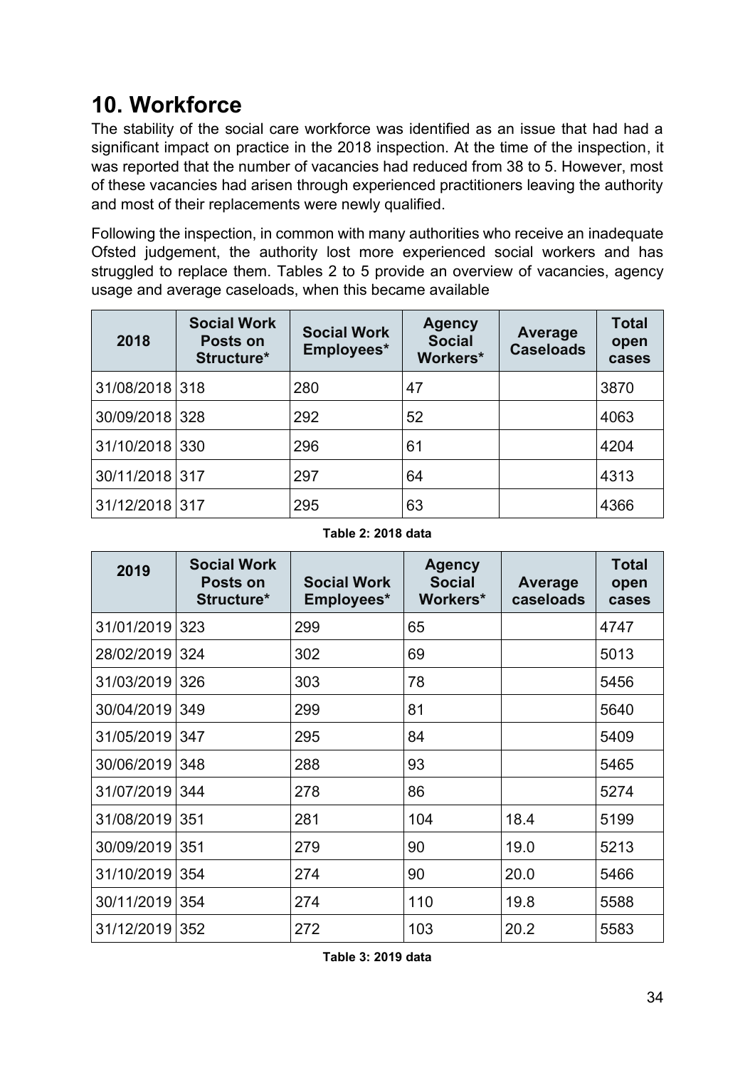# 10. Workforce

The stability of the social care workforce was identified as an issue that had had a significant impact on practice in the 2018 inspection. At the time of the inspection, it was reported that the number of vacancies had reduced from 38 to 5. However, most of these vacancies had arisen through experienced practitioners leaving the authority and most of their replacements were newly qualified.

Following the inspection, in common with many authorities who receive an inadequate Ofsted judgement, the authority lost more experienced social workers and has struggled to replace them. Tables 2 to 5 provide an overview of vacancies, agency usage and average caseloads, when this became available

| 2018 | Social Work Posts on Structure* | Social Work Employees* | Agency Social Workers* | Average Caseloads | Total open cases |
|---|---|---|---|---|---|
| 31/08/2018 | 318 | 280 | 47 | | 3870 |
| 30/09/2018 | 328 | 292 | 52 | | 4063 |
| 31/10/2018 | 330 | 296 | 61 | | 4204 |
| 30/11/2018 | 317 | 297 | 64 | | 4313 |
| 31/12/2018 | 317 | 295 | 63 | | 4366 |

**Table 2: 2018 data**

| 2019 | Social Work Posts on Structure* | Social Work Employees* | Agency Social Workers* | Average caseloads | Total open cases |
|---|---|---|---|---|---|
| 31/01/2019 | 323 | 299 | 65 | | 4747 |
| 28/02/2019 | 324 | 302 | 69 | | 5013 |
| 31/03/2019 | 326 | 303 | 78 | | 5456 |
| 30/04/2019 | 349 | 299 | 81 | | 5640 |
| 31/05/2019 | 347 | 295 | 84 | | 5409 |
| 30/06/2019 | 348 | 288 | 93 | | 5465 |
| 31/07/2019 | 344 | 278 | 86 | | 5274 |
| 31/08/2019 | 351 | 281 | 104 | 18.4 | 5199 |
| 30/09/2019 | 351 | 279 | 90 | 19.0 | 5213 |
| 31/10/2019 | 354 | 274 | 90 | 20.0 | 5466 |
| 30/11/2019 | 354 | 274 | 110 | 19.8 | 5588 |
| 31/12/2019 | 352 | 272 | 103 | 20.2 | 5583 |

**Table 3: 2019 data**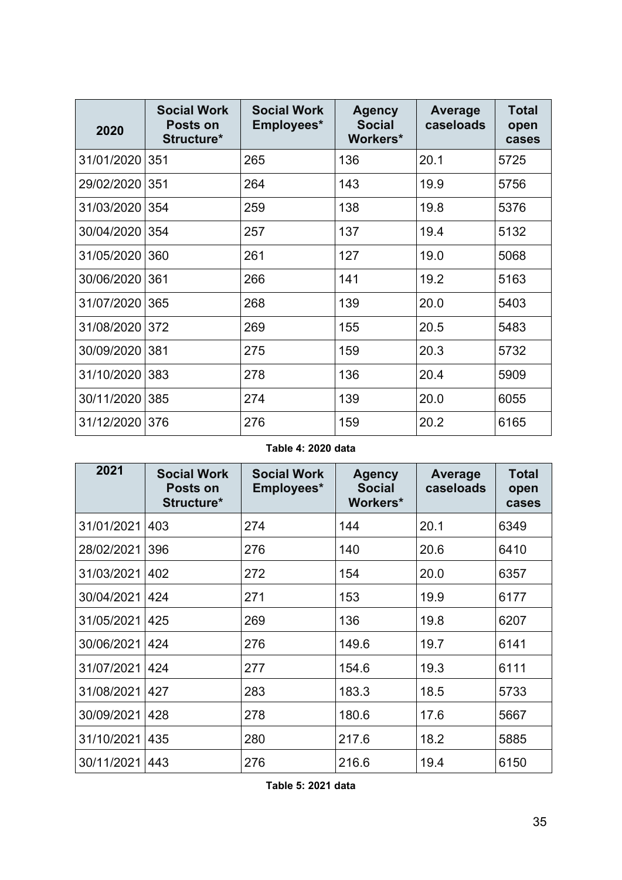| 2020 | Social Work Posts on Structure* | Social Work Employees* | Agency Social Workers* | Average caseloads | Total open cases |
|---|---|---|---|---|---|
| 31/01/2020 | 351 | 265 | 136 | 20.1 | 5725 |
| 29/02/2020 | 351 | 264 | 143 | 19.9 | 5756 |
| 31/03/2020 | 354 | 259 | 138 | 19.8 | 5376 |
| 30/04/2020 | 354 | 257 | 137 | 19.4 | 5132 |
| 31/05/2020 | 360 | 261 | 127 | 19.0 | 5068 |
| 30/06/2020 | 361 | 266 | 141 | 19.2 | 5163 |
| 31/07/2020 | 365 | 268 | 139 | 20.0 | 5403 |
| 31/08/2020 | 372 | 269 | 155 | 20.5 | 5483 |
| 30/09/2020 | 381 | 275 | 159 | 20.3 | 5732 |
| 31/10/2020 | 383 | 278 | 136 | 20.4 | 5909 |
| 30/11/2020 | 385 | 274 | 139 | 20.0 | 6055 |
| 31/12/2020 | 376 | 276 | 159 | 20.2 | 6165 |

**Table 4: 2020 data**

| 2021 | Social Work Posts on Structure* | Social Work Employees* | Agency Social Workers* | Average caseloads | Total open cases |
|---|---|---|---|---|---|
| 31/01/2021 | 403 | 274 | 144 | 20.1 | 6349 |
| 28/02/2021 | 396 | 276 | 140 | 20.6 | 6410 |
| 31/03/2021 | 402 | 272 | 154 | 20.0 | 6357 |
| 30/04/2021 | 424 | 271 | 153 | 19.9 | 6177 |
| 31/05/2021 | 425 | 269 | 136 | 19.8 | 6207 |
| 30/06/2021 | 424 | 276 | 149.6 | 19.7 | 6141 |
| 31/07/2021 | 424 | 277 | 154.6 | 19.3 | 6111 |
| 31/08/2021 | 427 | 283 | 183.3 | 18.5 | 5733 |
| 30/09/2021 | 428 | 278 | 180.6 | 17.6 | 5667 |
| 31/10/2021 | 435 | 280 | 217.6 | 18.2 | 5885 |
| 30/11/2021 | 443 | 276 | 216.6 | 19.4 | 6150 |

**Table 5: 2021 data**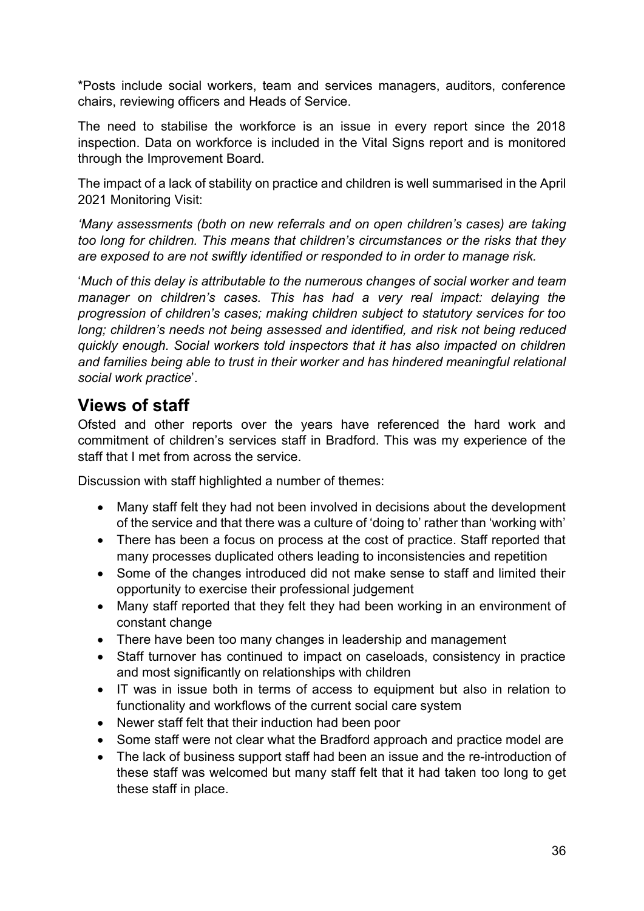*Posts include social workers, team and services managers, auditors, conference chairs, reviewing officers and Heads of Service.

The need to stabilise the workforce is an issue in every report since the 2018 inspection. Data on workforce is included in the Vital Signs report and is monitored through the Improvement Board.

The impact of a lack of stability on practice and children is well summarised in the April 2021 Monitoring Visit:

*'Many assessments (both on new referrals and on open children's cases) are taking too long for children. This means that children's circumstances or the risks that they are exposed to are not swiftly identified or responded to in order to manage risk.*

'*Much of this delay is attributable to the numerous changes of social worker and team manager on children's cases. This has had a very real impact: delaying the progression of children's cases; making children subject to statutory services for too long; children's needs not being assessed and identified, and risk not being reduced quickly enough. Social workers told inspectors that it has also impacted on children and families being able to trust in their worker and has hindered meaningful relational social work practice*'.

## Views of staff

Ofsted and other reports over the years have referenced the hard work and commitment of children's services staff in Bradford. This was my experience of the staff that I met from across the service.

Discussion with staff highlighted a number of themes:

- Many staff felt they had not been involved in decisions about the development of the service and that there was a culture of 'doing to' rather than 'working with'
- There has been a focus on process at the cost of practice. Staff reported that many processes duplicated others leading to inconsistencies and repetition
- Some of the changes introduced did not make sense to staff and limited their opportunity to exercise their professional judgement
- Many staff reported that they felt they had been working in an environment of constant change
- There have been too many changes in leadership and management
- Staff turnover has continued to impact on caseloads, consistency in practice and most significantly on relationships with children
- IT was in issue both in terms of access to equipment but also in relation to functionality and workflows of the current social care system
- Newer staff felt that their induction had been poor
- Some staff were not clear what the Bradford approach and practice model are
- The lack of business support staff had been an issue and the re-introduction of these staff was welcomed but many staff felt that it had taken too long to get these staff in place.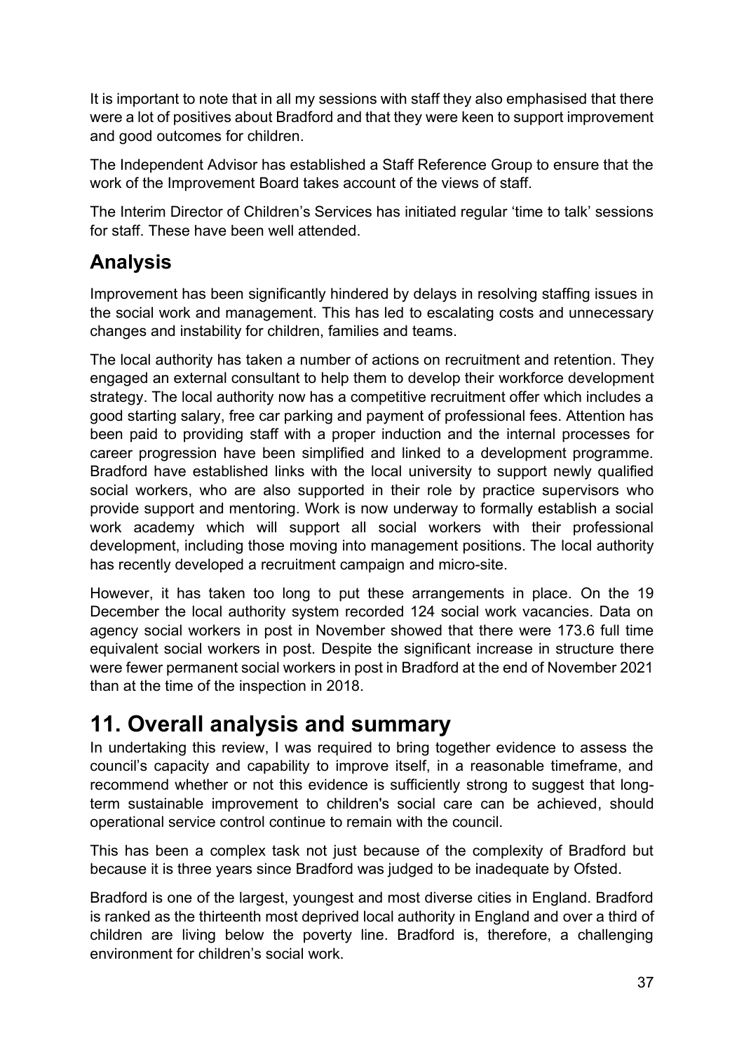It is important to note that in all my sessions with staff they also emphasised that there were a lot of positives about Bradford and that they were keen to support improvement and good outcomes for children.

The Independent Advisor has established a Staff Reference Group to ensure that the work of the Improvement Board takes account of the views of staff.

The Interim Director of Children's Services has initiated regular 'time to talk' sessions for staff. These have been well attended.

## Analysis

Improvement has been significantly hindered by delays in resolving staffing issues in the social work and management. This has led to escalating costs and unnecessary changes and instability for children, families and teams.

The local authority has taken a number of actions on recruitment and retention. They engaged an external consultant to help them to develop their workforce development strategy. The local authority now has a competitive recruitment offer which includes a good starting salary, free car parking and payment of professional fees. Attention has been paid to providing staff with a proper induction and the internal processes for career progression have been simplified and linked to a development programme. Bradford have established links with the local university to support newly qualified social workers, who are also supported in their role by practice supervisors who provide support and mentoring. Work is now underway to formally establish a social work academy which will support all social workers with their professional development, including those moving into management positions. The local authority has recently developed a recruitment campaign and micro-site.

However, it has taken too long to put these arrangements in place. On the 19 December the local authority system recorded 124 social work vacancies. Data on agency social workers in post in November showed that there were 173.6 full time equivalent social workers in post. Despite the significant increase in structure there were fewer permanent social workers in post in Bradford at the end of November 2021 than at the time of the inspection in 2018.

# 11. Overall analysis and summary

In undertaking this review, I was required to bring together evidence to assess the council's capacity and capability to improve itself, in a reasonable timeframe, and recommend whether or not this evidence is sufficiently strong to suggest that long-term sustainable improvement to children's social care can be achieved, should operational service control continue to remain with the council.

This has been a complex task not just because of the complexity of Bradford but because it is three years since Bradford was judged to be inadequate by Ofsted.

Bradford is one of the largest, youngest and most diverse cities in England. Bradford is ranked as the thirteenth most deprived local authority in England and over a third of children are living below the poverty line. Bradford is, therefore, a challenging environment for children's social work.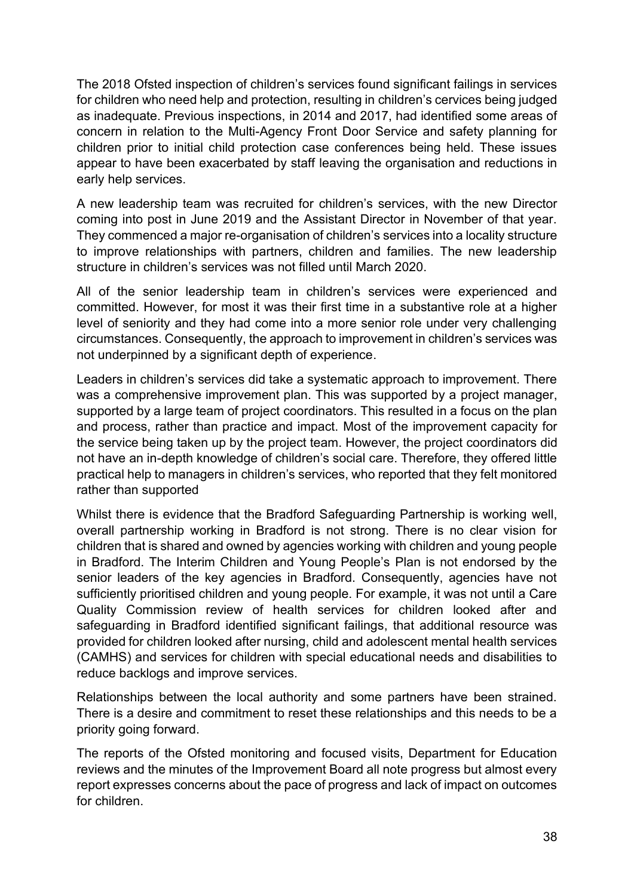The 2018 Ofsted inspection of children's services found significant failings in services for children who need help and protection, resulting in children's cervices being judged as inadequate. Previous inspections, in 2014 and 2017, had identified some areas of concern in relation to the Multi-Agency Front Door Service and safety planning for children prior to initial child protection case conferences being held. These issues appear to have been exacerbated by staff leaving the organisation and reductions in early help services.

A new leadership team was recruited for children's services, with the new Director coming into post in June 2019 and the Assistant Director in November of that year. They commenced a major re-organisation of children's services into a locality structure to improve relationships with partners, children and families. The new leadership structure in children's services was not filled until March 2020.

All of the senior leadership team in children's services were experienced and committed. However, for most it was their first time in a substantive role at a higher level of seniority and they had come into a more senior role under very challenging circumstances. Consequently, the approach to improvement in children's services was not underpinned by a significant depth of experience.

Leaders in children's services did take a systematic approach to improvement. There was a comprehensive improvement plan. This was supported by a project manager, supported by a large team of project coordinators. This resulted in a focus on the plan and process, rather than practice and impact. Most of the improvement capacity for the service being taken up by the project team. However, the project coordinators did not have an in-depth knowledge of children's social care. Therefore, they offered little practical help to managers in children's services, who reported that they felt monitored rather than supported

Whilst there is evidence that the Bradford Safeguarding Partnership is working well, overall partnership working in Bradford is not strong. There is no clear vision for children that is shared and owned by agencies working with children and young people in Bradford. The Interim Children and Young People's Plan is not endorsed by the senior leaders of the key agencies in Bradford. Consequently, agencies have not sufficiently prioritised children and young people. For example, it was not until a Care Quality Commission review of health services for children looked after and safeguarding in Bradford identified significant failings, that additional resource was provided for children looked after nursing, child and adolescent mental health services (CAMHS) and services for children with special educational needs and disabilities to reduce backlogs and improve services.

Relationships between the local authority and some partners have been strained. There is a desire and commitment to reset these relationships and this needs to be a priority going forward.

The reports of the Ofsted monitoring and focused visits, Department for Education reviews and the minutes of the Improvement Board all note progress but almost every report expresses concerns about the pace of progress and lack of impact on outcomes for children.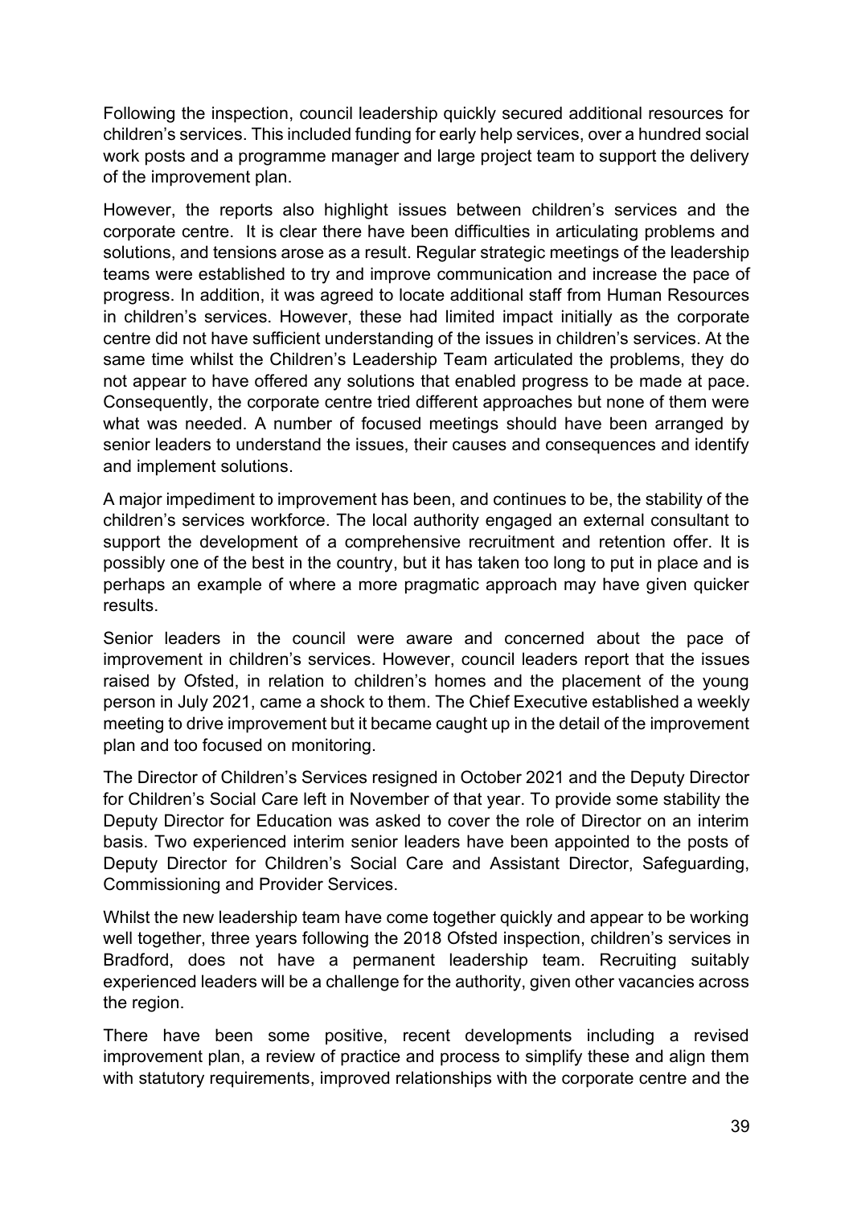Following the inspection, council leadership quickly secured additional resources for children's services. This included funding for early help services, over a hundred social work posts and a programme manager and large project team to support the delivery of the improvement plan.

However, the reports also highlight issues between children's services and the corporate centre. It is clear there have been difficulties in articulating problems and solutions, and tensions arose as a result. Regular strategic meetings of the leadership teams were established to try and improve communication and increase the pace of progress. In addition, it was agreed to locate additional staff from Human Resources in children's services. However, these had limited impact initially as the corporate centre did not have sufficient understanding of the issues in children's services. At the same time whilst the Children's Leadership Team articulated the problems, they do not appear to have offered any solutions that enabled progress to be made at pace. Consequently, the corporate centre tried different approaches but none of them were what was needed. A number of focused meetings should have been arranged by senior leaders to understand the issues, their causes and consequences and identify and implement solutions.

A major impediment to improvement has been, and continues to be, the stability of the children's services workforce. The local authority engaged an external consultant to support the development of a comprehensive recruitment and retention offer. It is possibly one of the best in the country, but it has taken too long to put in place and is perhaps an example of where a more pragmatic approach may have given quicker results.

Senior leaders in the council were aware and concerned about the pace of improvement in children's services. However, council leaders report that the issues raised by Ofsted, in relation to children's homes and the placement of the young person in July 2021, came a shock to them. The Chief Executive established a weekly meeting to drive improvement but it became caught up in the detail of the improvement plan and too focused on monitoring.

The Director of Children's Services resigned in October 2021 and the Deputy Director for Children's Social Care left in November of that year. To provide some stability the Deputy Director for Education was asked to cover the role of Director on an interim basis. Two experienced interim senior leaders have been appointed to the posts of Deputy Director for Children's Social Care and Assistant Director, Safeguarding, Commissioning and Provider Services.

Whilst the new leadership team have come together quickly and appear to be working well together, three years following the 2018 Ofsted inspection, children's services in Bradford, does not have a permanent leadership team. Recruiting suitably experienced leaders will be a challenge for the authority, given other vacancies across the region.

There have been some positive, recent developments including a revised improvement plan, a review of practice and process to simplify these and align them with statutory requirements, improved relationships with the corporate centre and the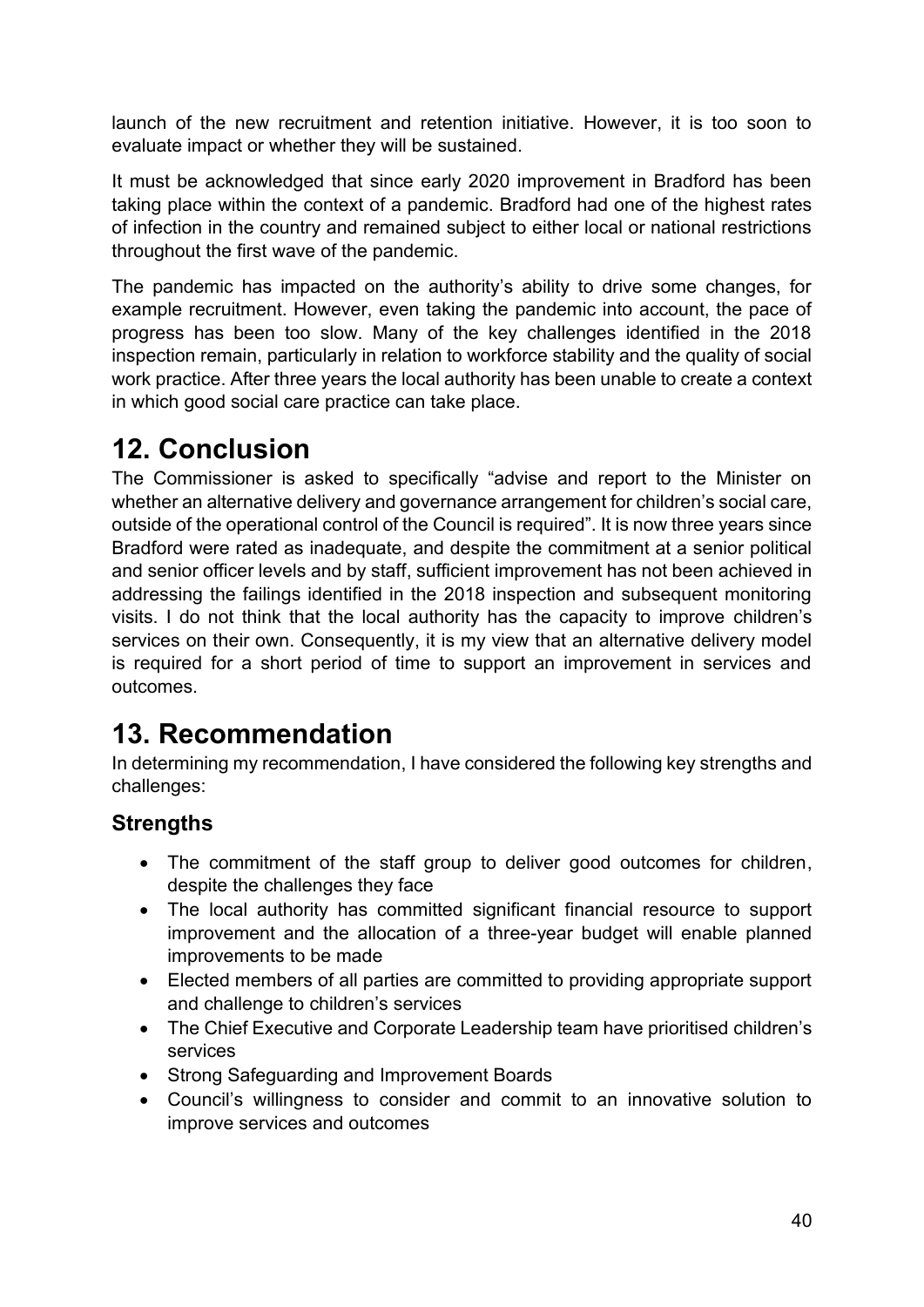launch of the new recruitment and retention initiative. However, it is too soon to evaluate impact or whether they will be sustained.

It must be acknowledged that since early 2020 improvement in Bradford has been taking place within the context of a pandemic. Bradford had one of the highest rates of infection in the country and remained subject to either local or national restrictions throughout the first wave of the pandemic.

The pandemic has impacted on the authority's ability to drive some changes, for example recruitment. However, even taking the pandemic into account, the pace of progress has been too slow. Many of the key challenges identified in the 2018 inspection remain, particularly in relation to workforce stability and the quality of social work practice. After three years the local authority has been unable to create a context in which good social care practice can take place.

# 12. Conclusion

The Commissioner is asked to specifically "advise and report to the Minister on whether an alternative delivery and governance arrangement for children's social care, outside of the operational control of the Council is required". It is now three years since Bradford were rated as inadequate, and despite the commitment at a senior political and senior officer levels and by staff, sufficient improvement has not been achieved in addressing the failings identified in the 2018 inspection and subsequent monitoring visits. I do not think that the local authority has the capacity to improve children's services on their own. Consequently, it is my view that an alternative delivery model is required for a short period of time to support an improvement in services and outcomes.

# 13. Recommendation

In determining my recommendation, I have considered the following key strengths and challenges:

## Strengths

- The commitment of the staff group to deliver good outcomes for children, despite the challenges they face
- The local authority has committed significant financial resource to support improvement and the allocation of a three-year budget will enable planned improvements to be made
- Elected members of all parties are committed to providing appropriate support and challenge to children's services
- The Chief Executive and Corporate Leadership team have prioritised children's services
- Strong Safeguarding and Improvement Boards
- Council's willingness to consider and commit to an innovative solution to improve services and outcomes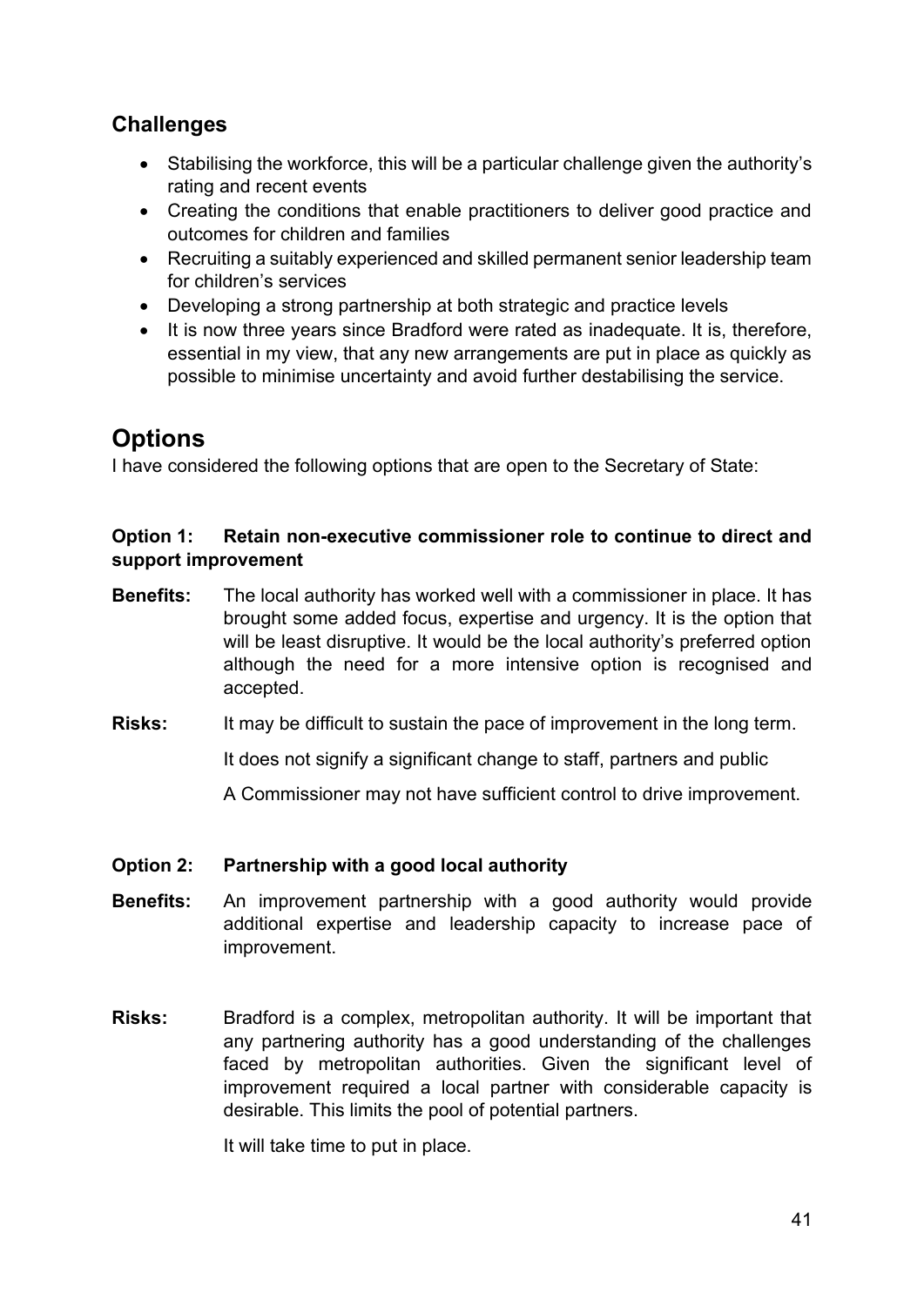## Challenges

- Stabilising the workforce, this will be a particular challenge given the authority's rating and recent events
- Creating the conditions that enable practitioners to deliver good practice and outcomes for children and families
- Recruiting a suitably experienced and skilled permanent senior leadership team for children's services
- Developing a strong partnership at both strategic and practice levels
- It is now three years since Bradford were rated as inadequate. It is, therefore, essential in my view, that any new arrangements are put in place as quickly as possible to minimise uncertainty and avoid further destabilising the service.

# Options

I have considered the following options that are open to the Secretary of State:

**Option 1: Retain non-executive commissioner role to continue to direct and support improvement**

**Benefits:** The local authority has worked well with a commissioner in place. It has brought some added focus, expertise and urgency. It is the option that will be least disruptive. It would be the local authority's preferred option although the need for a more intensive option is recognised and accepted.

**Risks:** It may be difficult to sustain the pace of improvement in the long term.

It does not signify a significant change to staff, partners and public

A Commissioner may not have sufficient control to drive improvement.

**Option 2: Partnership with a good local authority**

**Benefits:** An improvement partnership with a good authority would provide additional expertise and leadership capacity to increase pace of improvement.

**Risks:** Bradford is a complex, metropolitan authority. It will be important that any partnering authority has a good understanding of the challenges faced by metropolitan authorities. Given the significant level of improvement required a local partner with considerable capacity is desirable. This limits the pool of potential partners.

It will take time to put in place.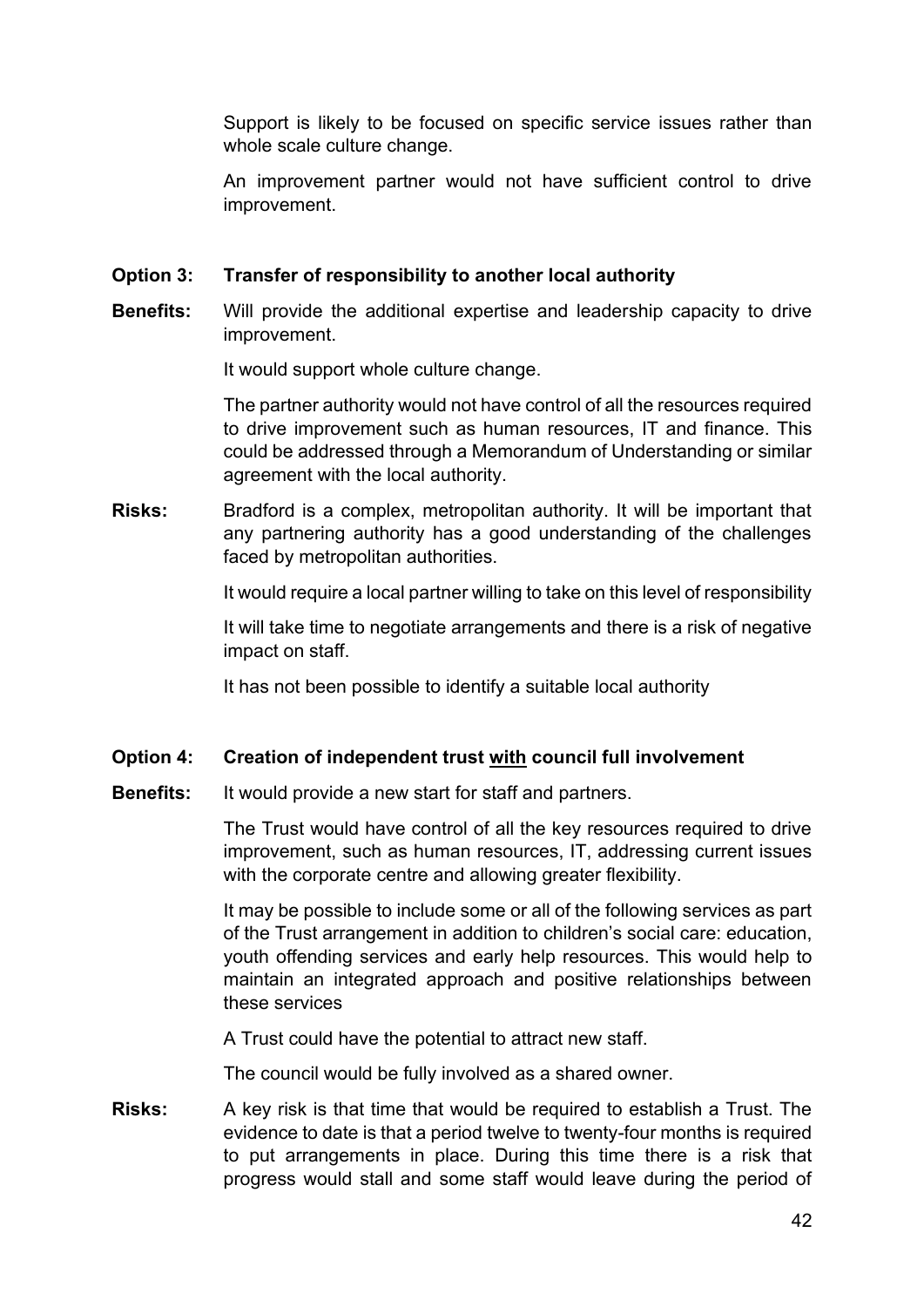Support is likely to be focused on specific service issues rather than whole scale culture change.

An improvement partner would not have sufficient control to drive improvement.

**Option 3: Transfer of responsibility to another local authority**

**Benefits:** Will provide the additional expertise and leadership capacity to drive improvement.

It would support whole culture change.

The partner authority would not have control of all the resources required to drive improvement such as human resources, IT and finance. This could be addressed through a Memorandum of Understanding or similar agreement with the local authority.

**Risks:** Bradford is a complex, metropolitan authority. It will be important that any partnering authority has a good understanding of the challenges faced by metropolitan authorities.

It would require a local partner willing to take on this level of responsibility

It will take time to negotiate arrangements and there is a risk of negative impact on staff.

It has not been possible to identify a suitable local authority

**Option 4: Creation of independent trust <u>with</u> council full involvement**

**Benefits:** It would provide a new start for staff and partners.

The Trust would have control of all the key resources required to drive improvement, such as human resources, IT, addressing current issues with the corporate centre and allowing greater flexibility.

It may be possible to include some or all of the following services as part of the Trust arrangement in addition to children's social care: education, youth offending services and early help resources. This would help to maintain an integrated approach and positive relationships between these services

A Trust could have the potential to attract new staff.

The council would be fully involved as a shared owner.

**Risks:** A key risk is that time that would be required to establish a Trust. The evidence to date is that a period twelve to twenty-four months is required to put arrangements in place. During this time there is a risk that progress would stall and some staff would leave during the period of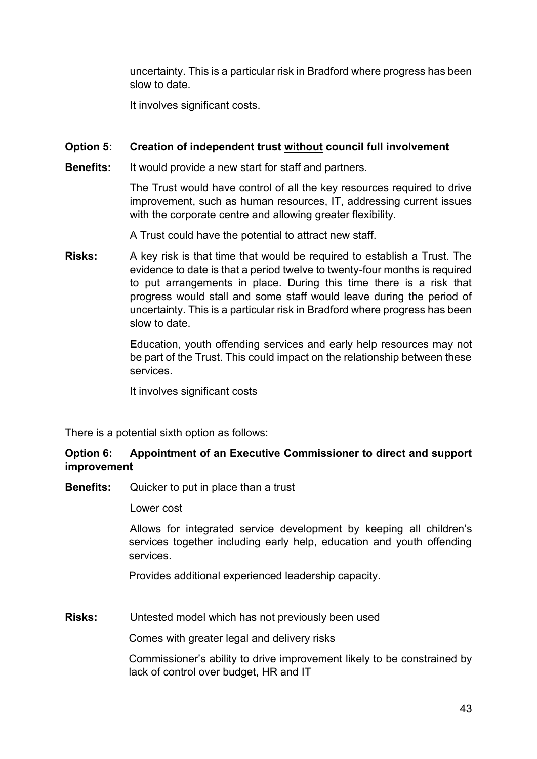uncertainty. This is a particular risk in Bradford where progress has been slow to date.

It involves significant costs.

**Option 5: Creation of independent trust <u>without</u> council full involvement**

**Benefits:** It would provide a new start for staff and partners.

The Trust would have control of all the key resources required to drive improvement, such as human resources, IT, addressing current issues with the corporate centre and allowing greater flexibility.

A Trust could have the potential to attract new staff.

**Risks:** A key risk is that time that would be required to establish a Trust. The evidence to date is that a period twelve to twenty-four months is required to put arrangements in place. During this time there is a risk that progress would stall and some staff would leave during the period of uncertainty. This is a particular risk in Bradford where progress has been slow to date.

**E**ducation, youth offending services and early help resources may not be part of the Trust. This could impact on the relationship between these services.

It involves significant costs

There is a potential sixth option as follows:

**Option 6: Appointment of an Executive Commissioner to direct and support improvement**

**Benefits:** Quicker to put in place than a trust

Lower cost

Allows for integrated service development by keeping all children's services together including early help, education and youth offending services.

Provides additional experienced leadership capacity.

**Risks:** Untested model which has not previously been used

Comes with greater legal and delivery risks

Commissioner's ability to drive improvement likely to be constrained by lack of control over budget, HR and IT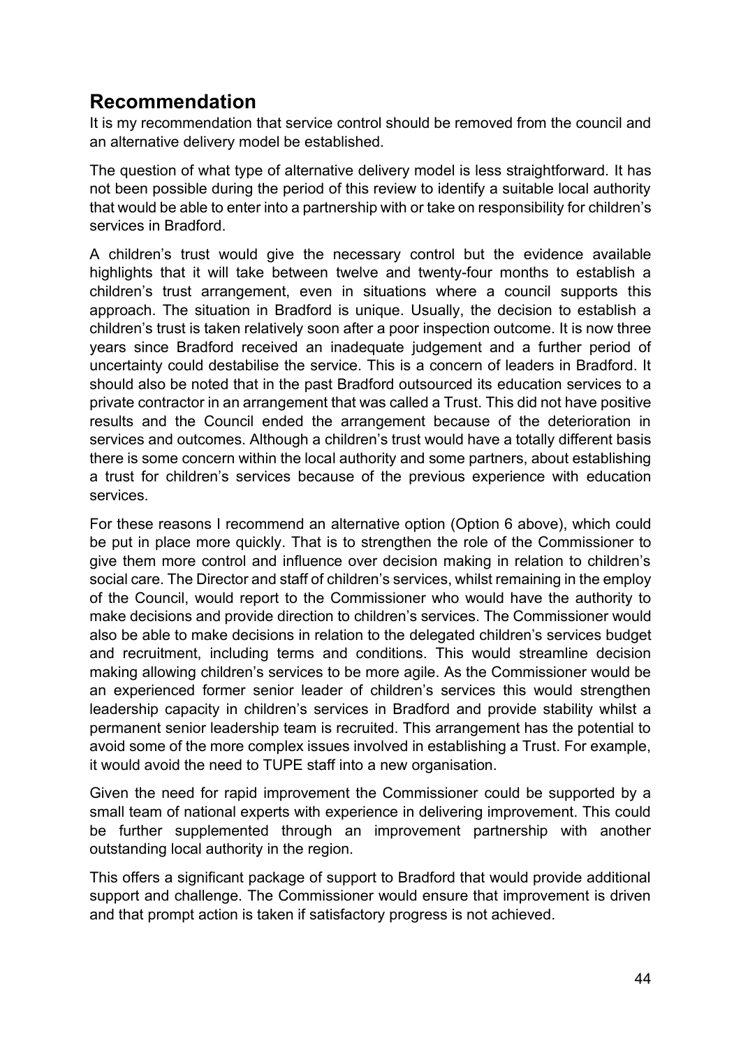## Recommendation

It is my recommendation that service control should be removed from the council and an alternative delivery model be established.

The question of what type of alternative delivery model is less straightforward. It has not been possible during the period of this review to identify a suitable local authority that would be able to enter into a partnership with or take on responsibility for children's services in Bradford.

A children's trust would give the necessary control but the evidence available highlights that it will take between twelve and twenty-four months to establish a children's trust arrangement, even in situations where a council supports this approach. The situation in Bradford is unique. Usually, the decision to establish a children's trust is taken relatively soon after a poor inspection outcome. It is now three years since Bradford received an inadequate judgement and a further period of uncertainty could destabilise the service. This is a concern of leaders in Bradford. It should also be noted that in the past Bradford outsourced its education services to a private contractor in an arrangement that was called a Trust. This did not have positive results and the Council ended the arrangement because of the deterioration in services and outcomes. Although a children's trust would have a totally different basis there is some concern within the local authority and some partners, about establishing a trust for children's services because of the previous experience with education services.

For these reasons I recommend an alternative option (Option 6 above), which could be put in place more quickly. That is to strengthen the role of the Commissioner to give them more control and influence over decision making in relation to children's social care. The Director and staff of children's services, whilst remaining in the employ of the Council, would report to the Commissioner who would have the authority to make decisions and provide direction to children's services. The Commissioner would also be able to make decisions in relation to the delegated children's services budget and recruitment, including terms and conditions. This would streamline decision making allowing children's services to be more agile. As the Commissioner would be an experienced former senior leader of children's services this would strengthen leadership capacity in children's services in Bradford and provide stability whilst a permanent senior leadership team is recruited. This arrangement has the potential to avoid some of the more complex issues involved in establishing a Trust. For example, it would avoid the need to TUPE staff into a new organisation.

Given the need for rapid improvement the Commissioner could be supported by a small team of national experts with experience in delivering improvement. This could be further supplemented through an improvement partnership with another outstanding local authority in the region.

This offers a significant package of support to Bradford that would provide additional support and challenge. The Commissioner would ensure that improvement is driven and that prompt action is taken if satisfactory progress is not achieved.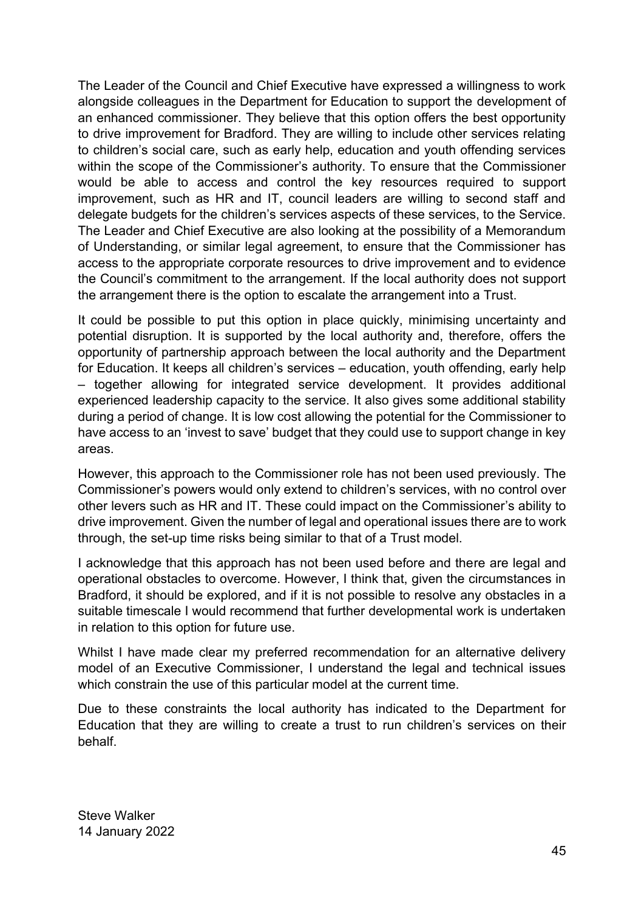The Leader of the Council and Chief Executive have expressed a willingness to work alongside colleagues in the Department for Education to support the development of an enhanced commissioner. They believe that this option offers the best opportunity to drive improvement for Bradford. They are willing to include other services relating to children's social care, such as early help, education and youth offending services within the scope of the Commissioner's authority. To ensure that the Commissioner would be able to access and control the key resources required to support improvement, such as HR and IT, council leaders are willing to second staff and delegate budgets for the children's services aspects of these services, to the Service. The Leader and Chief Executive are also looking at the possibility of a Memorandum of Understanding, or similar legal agreement, to ensure that the Commissioner has access to the appropriate corporate resources to drive improvement and to evidence the Council's commitment to the arrangement. If the local authority does not support the arrangement there is the option to escalate the arrangement into a Trust.

It could be possible to put this option in place quickly, minimising uncertainty and potential disruption. It is supported by the local authority and, therefore, offers the opportunity of partnership approach between the local authority and the Department for Education. It keeps all children's services – education, youth offending, early help – together allowing for integrated service development. It provides additional experienced leadership capacity to the service. It also gives some additional stability during a period of change. It is low cost allowing the potential for the Commissioner to have access to an 'invest to save' budget that they could use to support change in key areas.

However, this approach to the Commissioner role has not been used previously. The Commissioner's powers would only extend to children's services, with no control over other levers such as HR and IT. These could impact on the Commissioner's ability to drive improvement. Given the number of legal and operational issues there are to work through, the set-up time risks being similar to that of a Trust model.

I acknowledge that this approach has not been used before and there are legal and operational obstacles to overcome. However, I think that, given the circumstances in Bradford, it should be explored, and if it is not possible to resolve any obstacles in a suitable timescale I would recommend that further developmental work is undertaken in relation to this option for future use.

Whilst I have made clear my preferred recommendation for an alternative delivery model of an Executive Commissioner, I understand the legal and technical issues which constrain the use of this particular model at the current time.

Due to these constraints the local authority has indicated to the Department for Education that they are willing to create a trust to run children's services on their behalf.

Steve Walker
14 January 2022